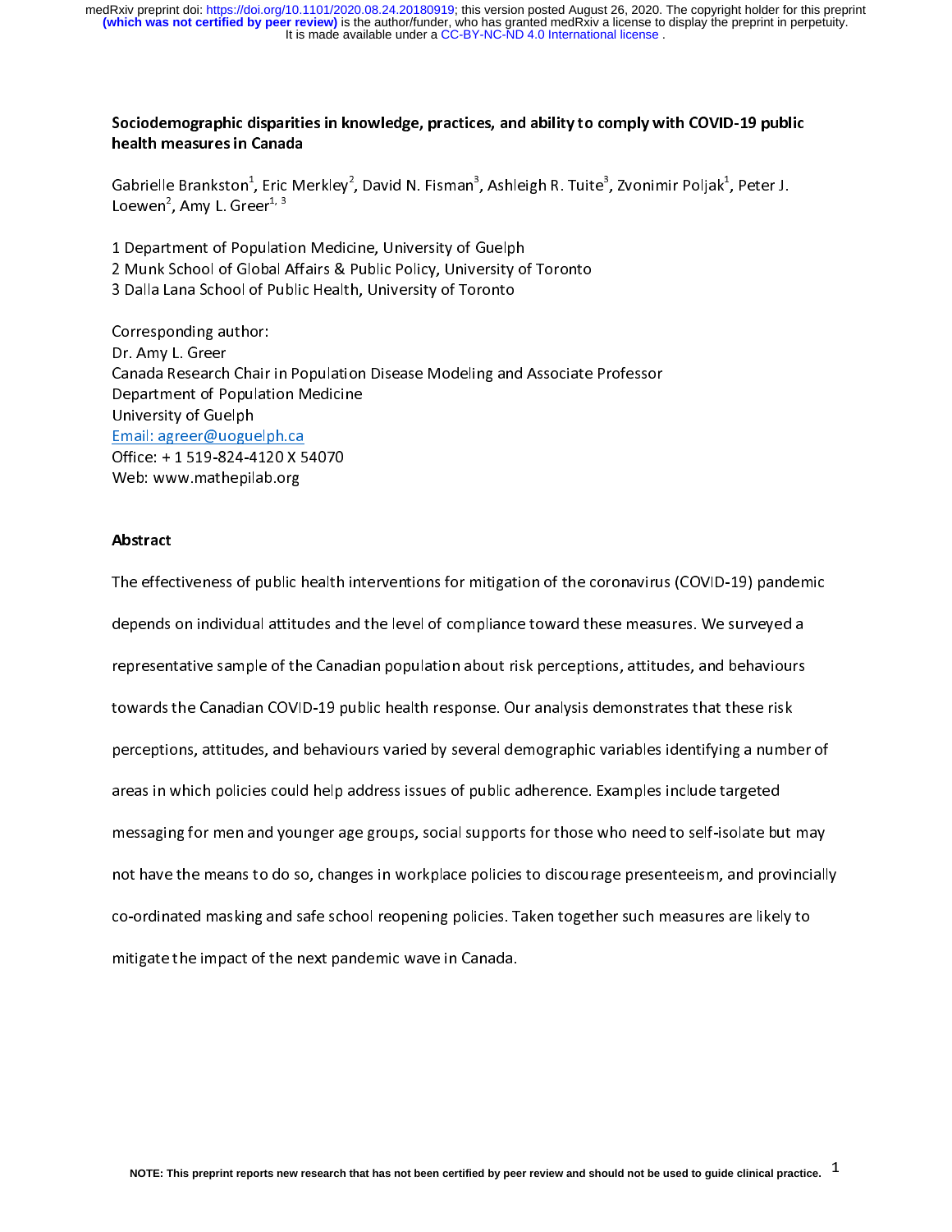# Sociodemographic disparities in knowledge, practices, and ability to comply with COVID-19 public health measures in Canada

Gabrielle Brankston[1], Eric Merkley[2], David N. Fisman[3], Ashleigh R. Tuite[3], Zvonimir Poljak[1], Peter J. Loewen[2], Amy L. Greer[1, 3]

1 Department of Population Medicine, University of Guelph
2 Munk School of Global Affairs & Public Policy, University of Toronto
3 Dalla Lana School of Public Health, University of Toronto

Corresponding author:
Dr. Amy L. Greer
Canada Research Chair in Population Disease Modeling and Associate Professor
Department of Population Medicine
University of Guelph
Email: agreer@uoguelph.ca
Office: + 1 519-824-4120 X 54070
Web: www.mathepilab.org

## Abstract

The effectiveness of public health interventions for mitigation of the coronavirus (COVID-19) pandemic depends on individual attitudes and the level of compliance toward these measures. We surveyed a representative sample of the Canadian population about risk perceptions, attitudes, and behaviours towards the Canadian COVID-19 public health response. Our analysis demonstrates that these risk perceptions, attitudes, and behaviours varied by several demographic variables identifying a number of areas in which policies could help address issues of public adherence. Examples include targeted messaging for men and younger age groups, social supports for those who need to self-isolate but may not have the means to do so, changes in workplace policies to discourage presenteeism, and provincially co-ordinated masking and safe school reopening policies. Taken together such measures are likely to mitigate the impact of the next pandemic wave in Canada.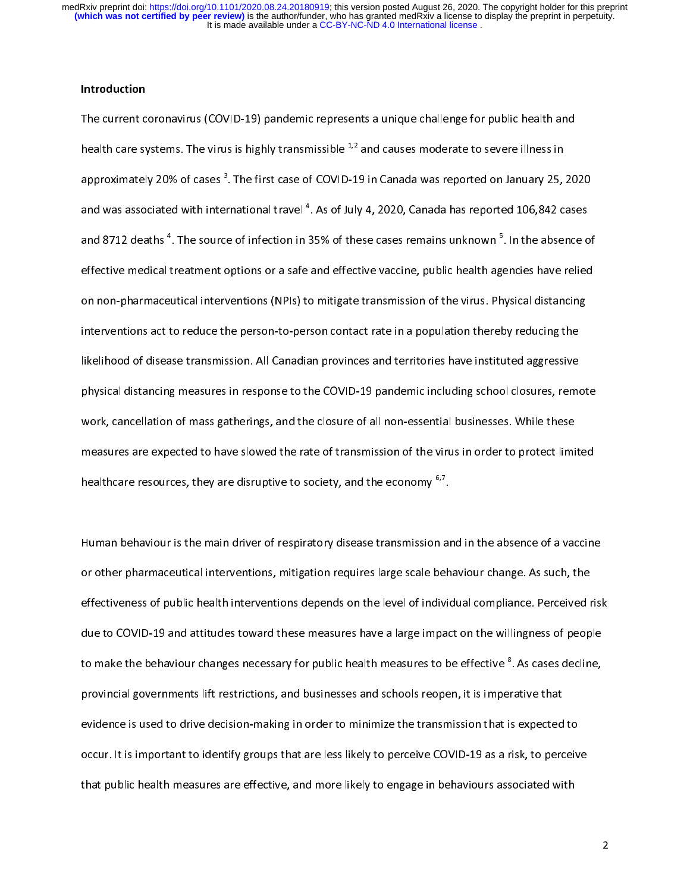## Introduction

The current coronavirus (COVID-19) pandemic represents a unique challenge for public health and health care systems. The virus is highly transmissible [1,2] and causes moderate to severe illness in approximately 20% of cases [3]. The first case of COVID-19 in Canada was reported on January 25, 2020 and was associated with international travel [4]. As of July 4, 2020, Canada has reported 106,842 cases and 8712 deaths [4]. The source of infection in 35% of these cases remains unknown [5]. In the absence of effective medical treatment options or a safe and effective vaccine, public health agencies have relied on non-pharmaceutical interventions (NPIs) to mitigate transmission of the virus. Physical distancing interventions act to reduce the person-to-person contact rate in a population thereby reducing the likelihood of disease transmission. All Canadian provinces and territories have instituted aggressive physical distancing measures in response to the COVID-19 pandemic including school closures, remote work, cancellation of mass gatherings, and the closure of all non-essential businesses. While these measures are expected to have slowed the rate of transmission of the virus in order to protect limited healthcare resources, they are disruptive to society, and the economy [6,7].

Human behaviour is the main driver of respiratory disease transmission and in the absence of a vaccine or other pharmaceutical interventions, mitigation requires large scale behaviour change. As such, the effectiveness of public health interventions depends on the level of individual compliance. Perceived risk due to COVID-19 and attitudes toward these measures have a large impact on the willingness of people to make the behaviour changes necessary for public health measures to be effective [8]. As cases decline, provincial governments lift restrictions, and businesses and schools reopen, it is imperative that evidence is used to drive decision-making in order to minimize the transmission that is expected to occur. It is important to identify groups that are less likely to perceive COVID-19 as a risk, to perceive that public health measures are effective, and more likely to engage in behaviours associated with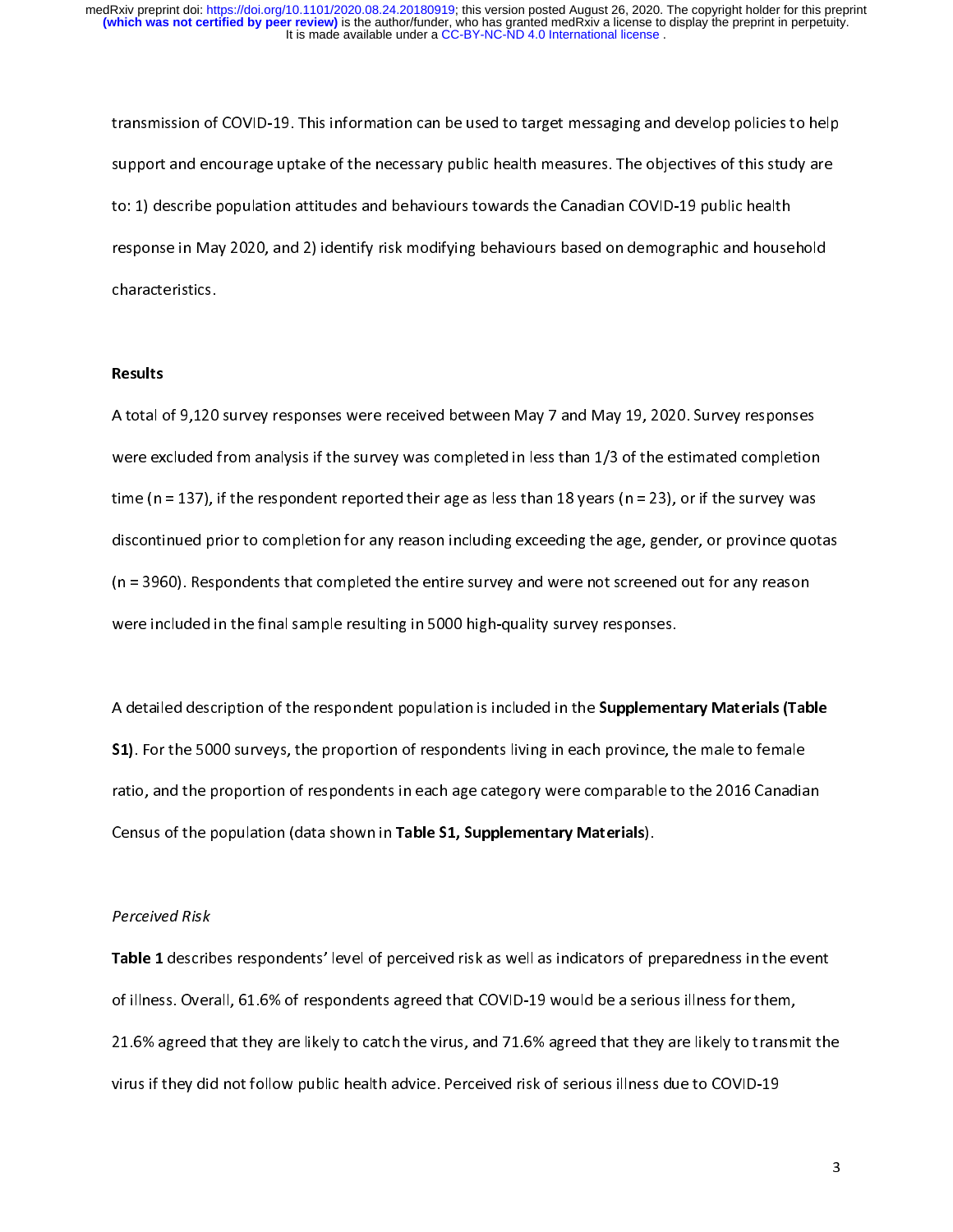transmission of COVID-19. This information can be used to target messaging and develop policies to help support and encourage uptake of the necessary public health measures. The objectives of this study are to: 1) describe population attitudes and behaviours towards the Canadian COVID-19 public health response in May 2020, and 2) identify risk modifying behaviours based on demographic and household characteristics.

## Results

A total of 9,120 survey responses were received between May 7 and May 19, 2020. Survey responses were excluded from analysis if the survey was completed in less than 1/3 of the estimated completion time (n = 137), if the respondent reported their age as less than 18 years (n = 23), or if the survey was discontinued prior to completion for any reason including exceeding the age, gender, or province quotas (n = 3960). Respondents that completed the entire survey and were not screened out for any reason were included in the final sample resulting in 5000 high-quality survey responses.

A detailed description of the respondent population is included in the **Supplementary Materials (Table S1)**. For the 5000 surveys, the proportion of respondents living in each province, the male to female ratio, and the proportion of respondents in each age category were comparable to the 2016 Canadian Census of the population (data shown in **Table S1, Supplementary Materials**).

### *Perceived Risk*

**Table 1** describes respondents' level of perceived risk as well as indicators of preparedness in the event of illness. Overall, 61.6% of respondents agreed that COVID-19 would be a serious illness for them, 21.6% agreed that they are likely to catch the virus, and 71.6% agreed that they are likely to transmit the virus if they did not follow public health advice. Perceived risk of serious illness due to COVID-19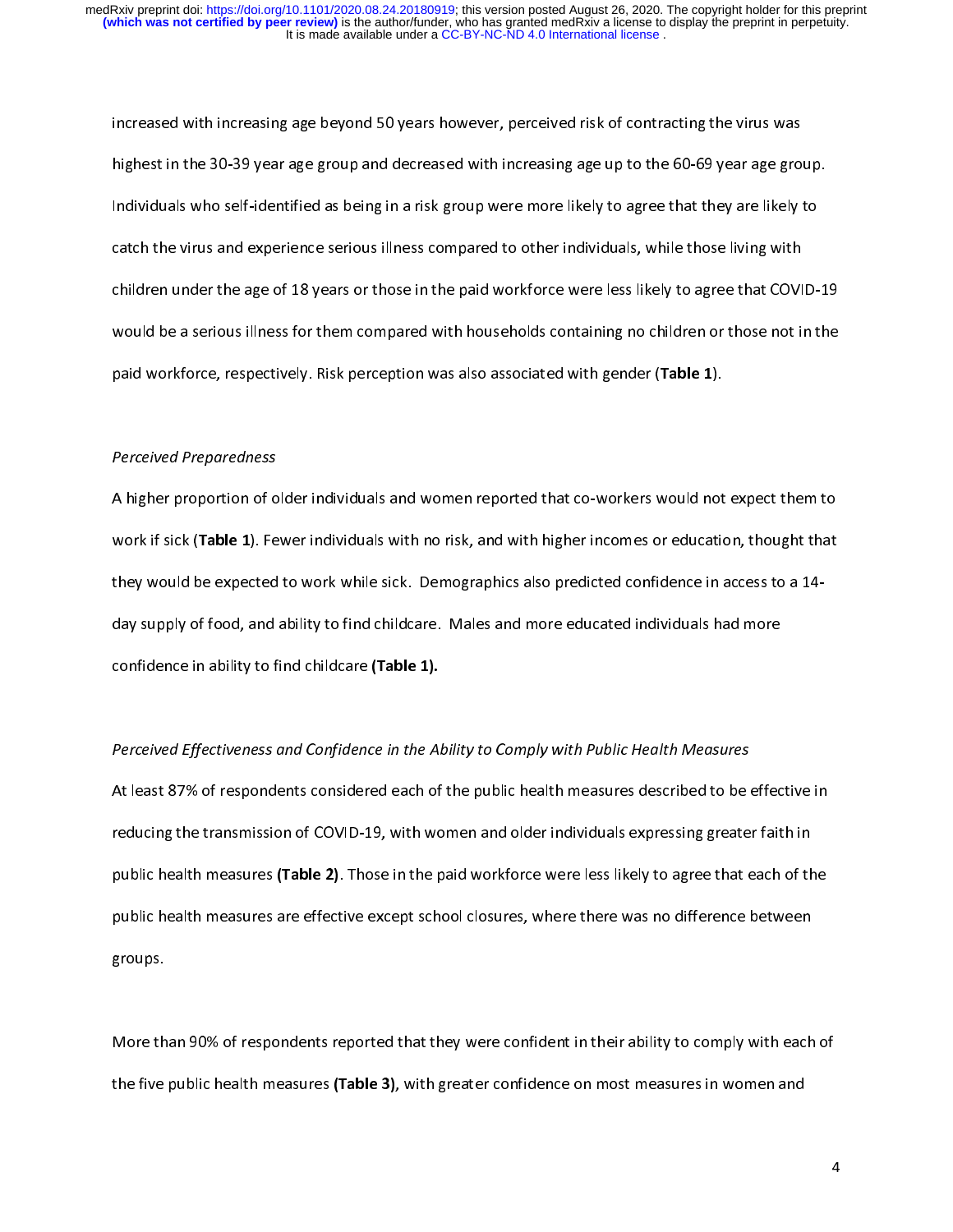increased with increasing age beyond 50 years however, perceived risk of contracting the virus was highest in the 30-39 year age group and decreased with increasing age up to the 60-69 year age group. Individuals who self-identified as being in a risk group were more likely to agree that they are likely to catch the virus and experience serious illness compared to other individuals, while those living with children under the age of 18 years or those in the paid workforce were less likely to agree that COVID-19 would be a serious illness for them compared with households containing no children or those not in the paid workforce, respectively. Risk perception was also associated with gender (**Table 1**).

*Perceived Preparedness*

A higher proportion of older individuals and women reported that co-workers would not expect them to work if sick (**Table 1**). Fewer individuals with no risk, and with higher incomes or education, thought that they would be expected to work while sick. Demographics also predicted confidence in access to a 14-day supply of food, and ability to find childcare. Males and more educated individuals had more confidence in ability to find childcare **(Table 1).**

*Perceived Effectiveness and Confidence in the Ability to Comply with Public Health Measures*

At least 87% of respondents considered each of the public health measures described to be effective in reducing the transmission of COVID-19, with women and older individuals expressing greater faith in public health measures **(Table 2)**. Those in the paid workforce were less likely to agree that each of the public health measures are effective except school closures, where there was no difference between groups.

More than 90% of respondents reported that they were confident in their ability to comply with each of the five public health measures **(Table 3)**, with greater confidence on most measures in women and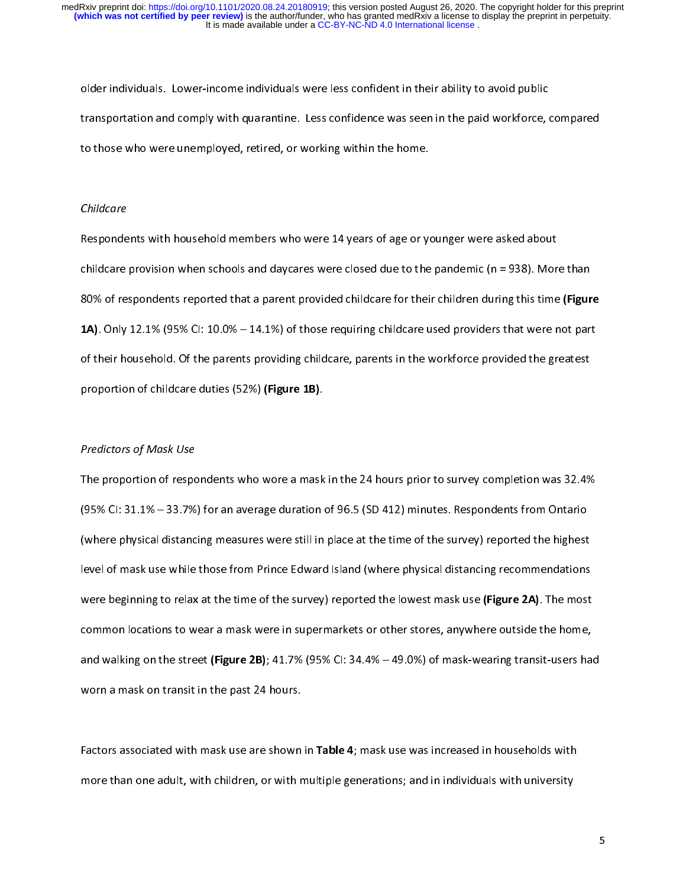older individuals. Lower-income individuals were less confident in their ability to avoid public transportation and comply with quarantine. Less confidence was seen in the paid workforce, compared to those who were unemployed, retired, or working within the home.

*Childcare*

Respondents with household members who were 14 years of age or younger were asked about childcare provision when schools and daycares were closed due to the pandemic (n = 938). More than 80% of respondents reported that a parent provided childcare for their children during this time **(Figure 1A)**. Only 12.1% (95% CI: 10.0% – 14.1%) of those requiring childcare used providers that were not part of their household. Of the parents providing childcare, parents in the workforce provided the greatest proportion of childcare duties (52%) **(Figure 1B)**.

*Predictors of Mask Use*

The proportion of respondents who wore a mask in the 24 hours prior to survey completion was 32.4% (95% CI: 31.1% – 33.7%) for an average duration of 96.5 (SD 412) minutes. Respondents from Ontario (where physical distancing measures were still in place at the time of the survey) reported the highest level of mask use while those from Prince Edward Island (where physical distancing recommendations were beginning to relax at the time of the survey) reported the lowest mask use **(Figure 2A)**. The most common locations to wear a mask were in supermarkets or other stores, anywhere outside the home, and walking on the street **(Figure 2B)**; 41.7% (95% CI: 34.4% – 49.0%) of mask-wearing transit-users had worn a mask on transit in the past 24 hours.

Factors associated with mask use are shown in **Table 4**; mask use was increased in households with more than one adult, with children, or with multiple generations; and in individuals with university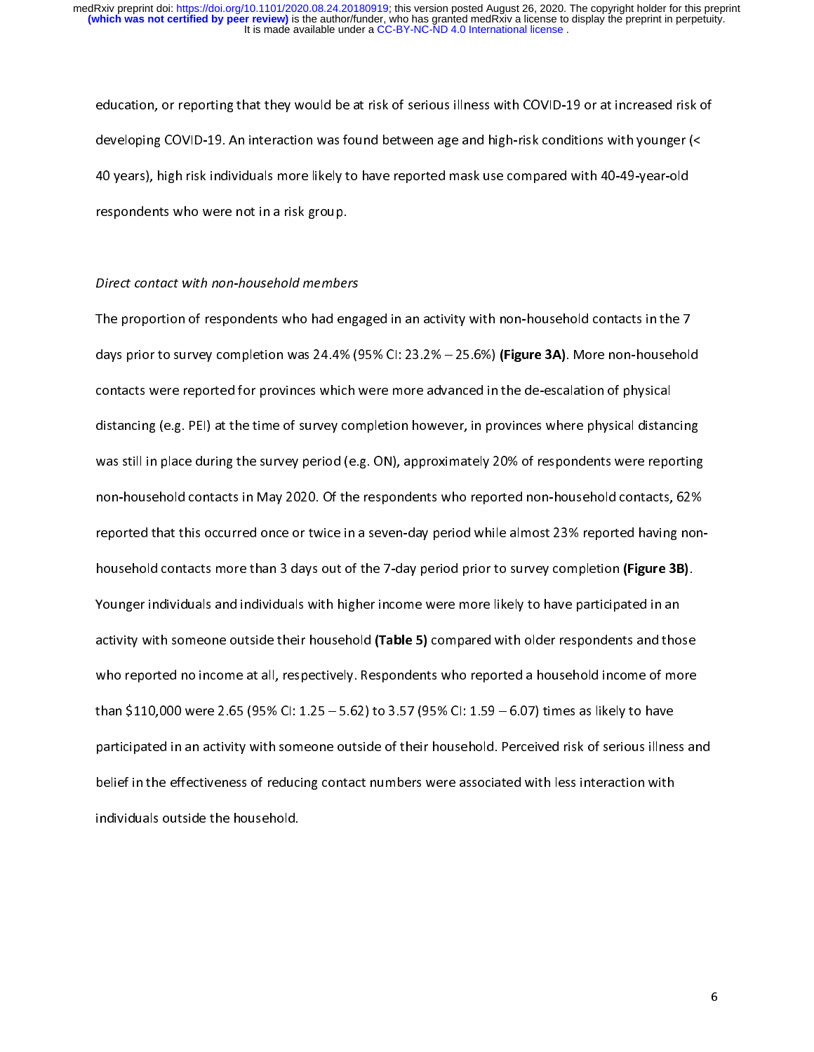education, or reporting that they would be at risk of serious illness with COVID-19 or at increased risk of developing COVID-19. An interaction was found between age and high-risk conditions with younger (< 40 years), high risk individuals more likely to have reported mask use compared with 40-49-year-old respondents who were not in a risk group.

*Direct contact with non-household members*

The proportion of respondents who had engaged in an activity with non-household contacts in the 7 days prior to survey completion was 24.4% (95% CI: 23.2% – 25.6%) **(Figure 3A)**. More non-household contacts were reported for provinces which were more advanced in the de-escalation of physical distancing (e.g. PEI) at the time of survey completion however, in provinces where physical distancing was still in place during the survey period (e.g. ON), approximately 20% of respondents were reporting non-household contacts in May 2020. Of the respondents who reported non-household contacts, 62% reported that this occurred once or twice in a seven-day period while almost 23% reported having non-household contacts more than 3 days out of the 7-day period prior to survey completion **(Figure 3B)**. Younger individuals and individuals with higher income were more likely to have participated in an activity with someone outside their household **(Table 5)** compared with older respondents and those who reported no income at all, respectively. Respondents who reported a household income of more than $110,000 were 2.65 (95% CI: 1.25 – 5.62) to 3.57 (95% CI: 1.59 – 6.07) times as likely to have participated in an activity with someone outside of their household. Perceived risk of serious illness and belief in the effectiveness of reducing contact numbers were associated with less interaction with individuals outside the household.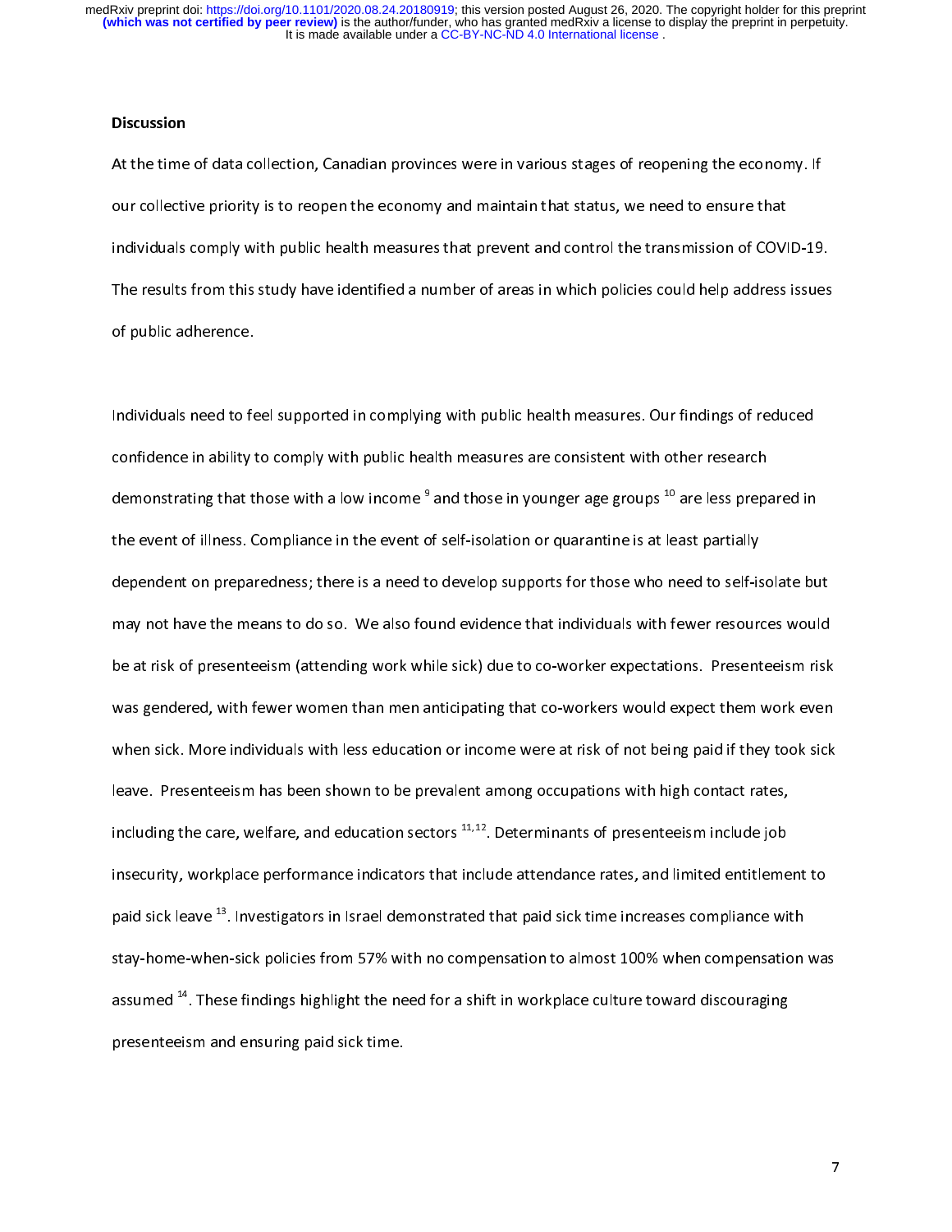## Discussion

At the time of data collection, Canadian provinces were in various stages of reopening the economy. If our collective priority is to reopen the economy and maintain that status, we need to ensure that individuals comply with public health measures that prevent and control the transmission of COVID-19. The results from this study have identified a number of areas in which policies could help address issues of public adherence.

Individuals need to feel supported in complying with public health measures. Our findings of reduced confidence in ability to comply with public health measures are consistent with other research demonstrating that those with a low income [9] and those in younger age groups [10] are less prepared in the event of illness. Compliance in the event of self-isolation or quarantine is at least partially dependent on preparedness; there is a need to develop supports for those who need to self-isolate but may not have the means to do so. We also found evidence that individuals with fewer resources would be at risk of presenteeism (attending work while sick) due to co-worker expectations. Presenteeism risk was gendered, with fewer women than men anticipating that co-workers would expect them work even when sick. More individuals with less education or income were at risk of not being paid if they took sick leave. Presenteeism has been shown to be prevalent among occupations with high contact rates, including the care, welfare, and education sectors [11,12]. Determinants of presenteeism include job insecurity, workplace performance indicators that include attendance rates, and limited entitlement to paid sick leave [13]. Investigators in Israel demonstrated that paid sick time increases compliance with stay-home-when-sick policies from 57% with no compensation to almost 100% when compensation was assumed [14]. These findings highlight the need for a shift in workplace culture toward discouraging presenteeism and ensuring paid sick time.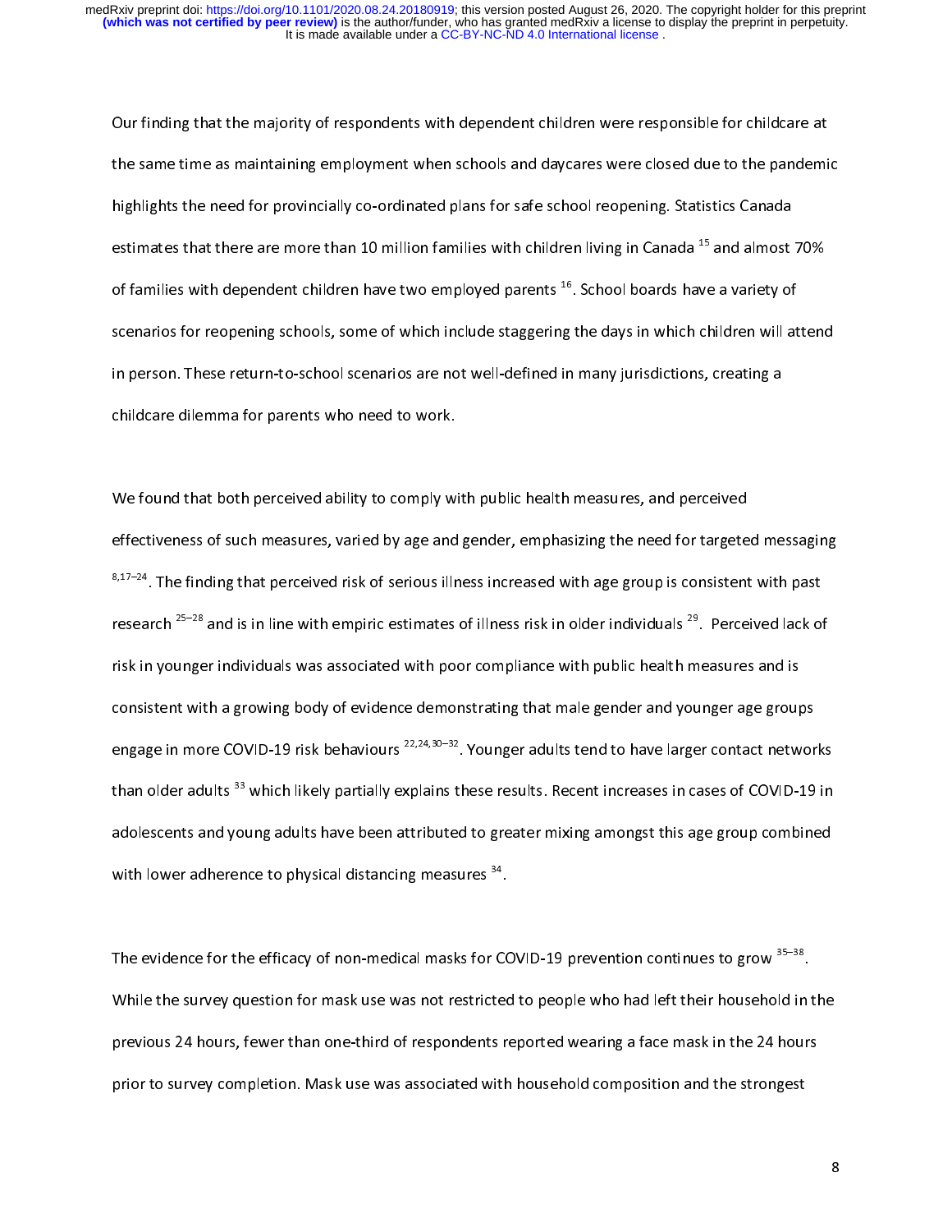Our finding that the majority of respondents with dependent children were responsible for childcare at the same time as maintaining employment when schools and daycares were closed due to the pandemic highlights the need for provincially co-ordinated plans for safe school reopening. Statistics Canada estimates that there are more than 10 million families with children living in Canada [15] and almost 70% of families with dependent children have two employed parents [16]. School boards have a variety of scenarios for reopening schools, some of which include staggering the days in which children will attend in person. These return-to-school scenarios are not well-defined in many jurisdictions, creating a childcare dilemma for parents who need to work.

We found that both perceived ability to comply with public health measures, and perceived effectiveness of such measures, varied by age and gender, emphasizing the need for targeted messaging [8,17–24]. The finding that perceived risk of serious illness increased with age group is consistent with past research [25–28] and is in line with empiric estimates of illness risk in older individuals [29]. Perceived lack of risk in younger individuals was associated with poor compliance with public health measures and is consistent with a growing body of evidence demonstrating that male gender and younger age groups engage in more COVID-19 risk behaviours [22,24,30–32]. Younger adults tend to have larger contact networks than older adults [33] which likely partially explains these results. Recent increases in cases of COVID-19 in adolescents and young adults have been attributed to greater mixing amongst this age group combined with lower adherence to physical distancing measures [34].

The evidence for the efficacy of non-medical masks for COVID-19 prevention continues to grow [35–38]. While the survey question for mask use was not restricted to people who had left their household in the previous 24 hours, fewer than one-third of respondents reported wearing a face mask in the 24 hours prior to survey completion. Mask use was associated with household composition and the strongest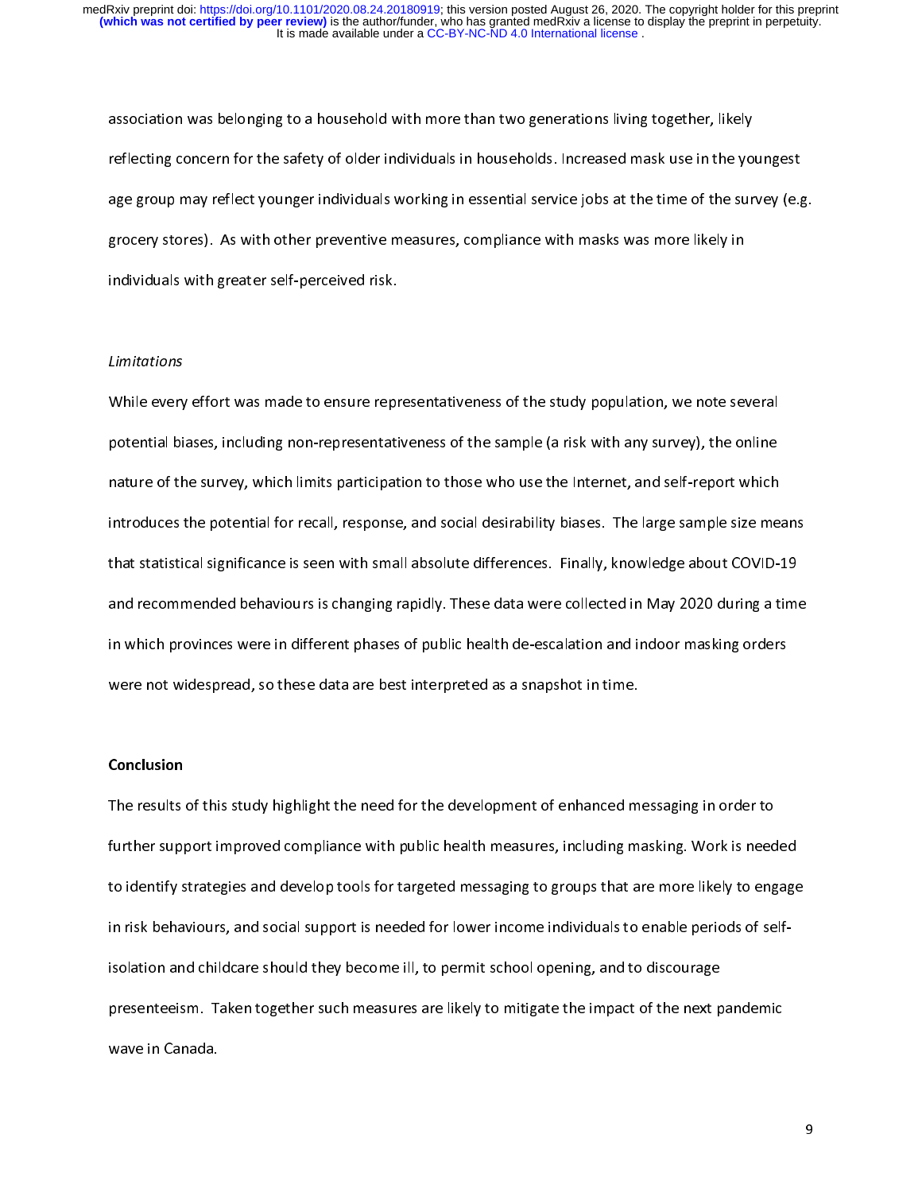association was belonging to a household with more than two generations living together, likely reflecting concern for the safety of older individuals in households. Increased mask use in the youngest age group may reflect younger individuals working in essential service jobs at the time of the survey (e.g. grocery stores). As with other preventive measures, compliance with masks was more likely in individuals with greater self-perceived risk.

*Limitations*

While every effort was made to ensure representativeness of the study population, we note several potential biases, including non-representativeness of the sample (a risk with any survey), the online nature of the survey, which limits participation to those who use the Internet, and self-report which introduces the potential for recall, response, and social desirability biases. The large sample size means that statistical significance is seen with small absolute differences. Finally, knowledge about COVID-19 and recommended behaviours is changing rapidly. These data were collected in May 2020 during a time in which provinces were in different phases of public health de-escalation and indoor masking orders were not widespread, so these data are best interpreted as a snapshot in time.

## Conclusion

The results of this study highlight the need for the development of enhanced messaging in order to further support improved compliance with public health measures, including masking. Work is needed to identify strategies and develop tools for targeted messaging to groups that are more likely to engage in risk behaviours, and social support is needed for lower income individuals to enable periods of self-isolation and childcare should they become ill, to permit school opening, and to discourage presenteeism. Taken together such measures are likely to mitigate the impact of the next pandemic wave in Canada.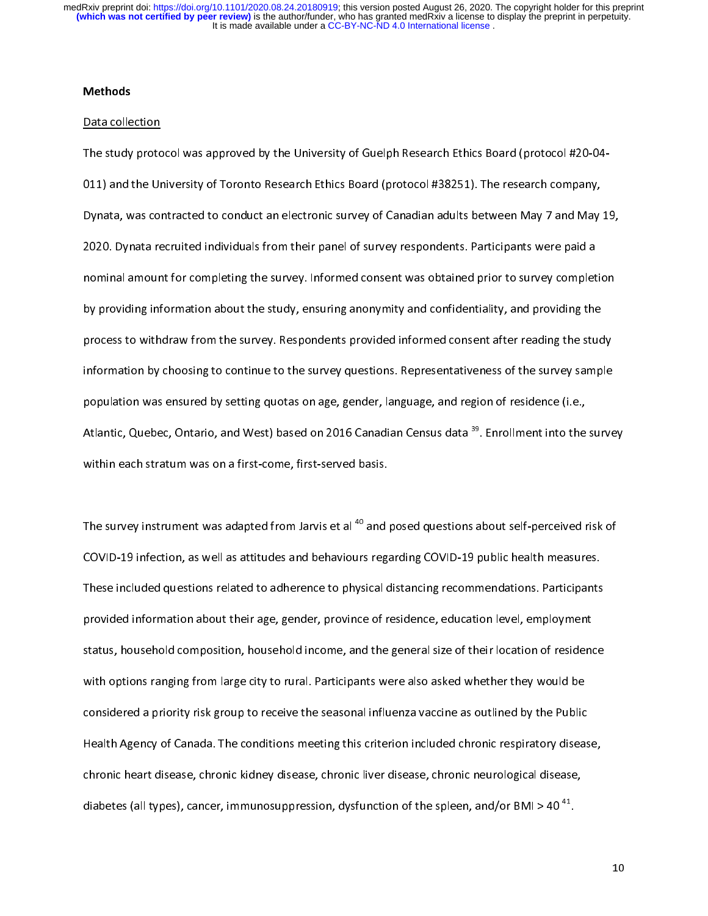## Methods

### Data collection

The study protocol was approved by the University of Guelph Research Ethics Board (protocol #20-04-011) and the University of Toronto Research Ethics Board (protocol #38251). The research company, Dynata, was contracted to conduct an electronic survey of Canadian adults between May 7 and May 19, 2020. Dynata recruited individuals from their panel of survey respondents. Participants were paid a nominal amount for completing the survey. Informed consent was obtained prior to survey completion by providing information about the study, ensuring anonymity and confidentiality, and providing the process to withdraw from the survey. Respondents provided informed consent after reading the study information by choosing to continue to the survey questions. Representativeness of the survey sample population was ensured by setting quotas on age, gender, language, and region of residence (i.e., Atlantic, Quebec, Ontario, and West) based on 2016 Canadian Census data [39]. Enrollment into the survey within each stratum was on a first-come, first-served basis.

The survey instrument was adapted from Jarvis et al [40] and posed questions about self-perceived risk of COVID-19 infection, as well as attitudes and behaviours regarding COVID-19 public health measures. These included questions related to adherence to physical distancing recommendations. Participants provided information about their age, gender, province of residence, education level, employment status, household composition, household income, and the general size of their location of residence with options ranging from large city to rural. Participants were also asked whether they would be considered a priority risk group to receive the seasonal influenza vaccine as outlined by the Public Health Agency of Canada. The conditions meeting this criterion included chronic respiratory disease, chronic heart disease, chronic kidney disease, chronic liver disease, chronic neurological disease, diabetes (all types), cancer, immunosuppression, dysfunction of the spleen, and/or BMI > 40 [41].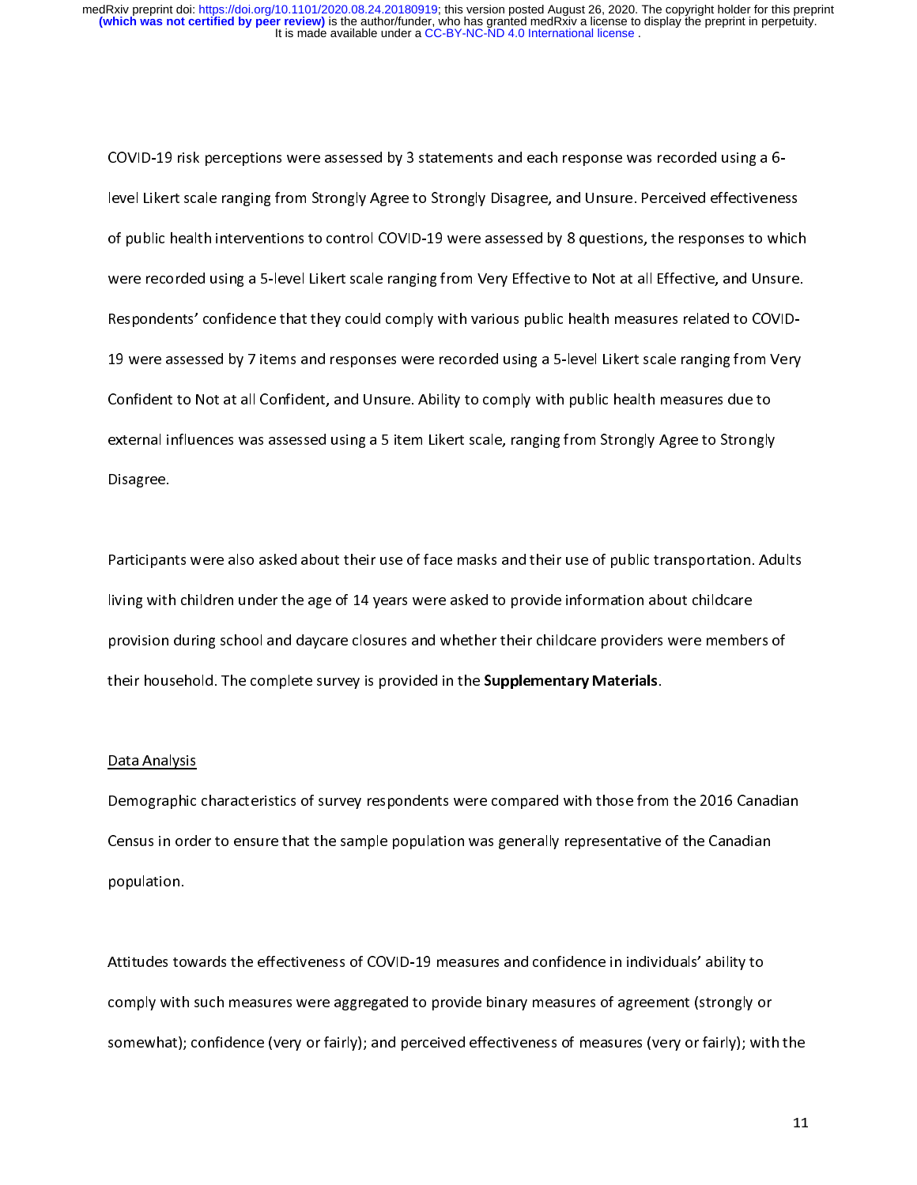COVID-19 risk perceptions were assessed by 3 statements and each response was recorded using a 6-level Likert scale ranging from Strongly Agree to Strongly Disagree, and Unsure. Perceived effectiveness of public health interventions to control COVID-19 were assessed by 8 questions, the responses to which were recorded using a 5-level Likert scale ranging from Very Effective to Not at all Effective, and Unsure. Respondents' confidence that they could comply with various public health measures related to COVID-19 were assessed by 7 items and responses were recorded using a 5-level Likert scale ranging from Very Confident to Not at all Confident, and Unsure. Ability to comply with public health measures due to external influences was assessed using a 5 item Likert scale, ranging from Strongly Agree to Strongly Disagree.

Participants were also asked about their use of face masks and their use of public transportation. Adults living with children under the age of 14 years were asked to provide information about childcare provision during school and daycare closures and whether their childcare providers were members of their household. The complete survey is provided in the **Supplementary Materials**.

## Data Analysis

Demographic characteristics of survey respondents were compared with those from the 2016 Canadian Census in order to ensure that the sample population was generally representative of the Canadian population.

Attitudes towards the effectiveness of COVID-19 measures and confidence in individuals' ability to comply with such measures were aggregated to provide binary measures of agreement (strongly or somewhat); confidence (very or fairly); and perceived effectiveness of measures (very or fairly); with the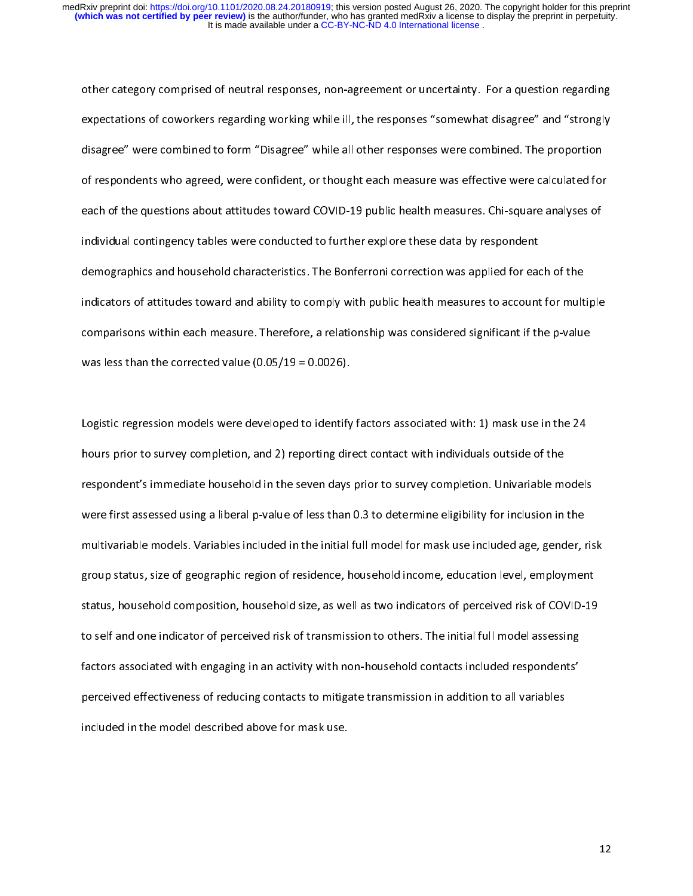other category comprised of neutral responses, non-agreement or uncertainty. For a question regarding expectations of coworkers regarding working while ill, the responses "somewhat disagree" and "strongly disagree" were combined to form "Disagree" while all other responses were combined. The proportion of respondents who agreed, were confident, or thought each measure was effective were calculated for each of the questions about attitudes toward COVID-19 public health measures. Chi-square analyses of individual contingency tables were conducted to further explore these data by respondent demographics and household characteristics. The Bonferroni correction was applied for each of the indicators of attitudes toward and ability to comply with public health measures to account for multiple comparisons within each measure. Therefore, a relationship was considered significant if the p-value was less than the corrected value (0.05/19 = 0.0026).

Logistic regression models were developed to identify factors associated with: 1) mask use in the 24 hours prior to survey completion, and 2) reporting direct contact with individuals outside of the respondent's immediate household in the seven days prior to survey completion. Univariable models were first assessed using a liberal p-value of less than 0.3 to determine eligibility for inclusion in the multivariable models. Variables included in the initial full model for mask use included age, gender, risk group status, size of geographic region of residence, household income, education level, employment status, household composition, household size, as well as two indicators of perceived risk of COVID-19 to self and one indicator of perceived risk of transmission to others. The initial full model assessing factors associated with engaging in an activity with non-household contacts included respondents' perceived effectiveness of reducing contacts to mitigate transmission in addition to all variables included in the model described above for mask use.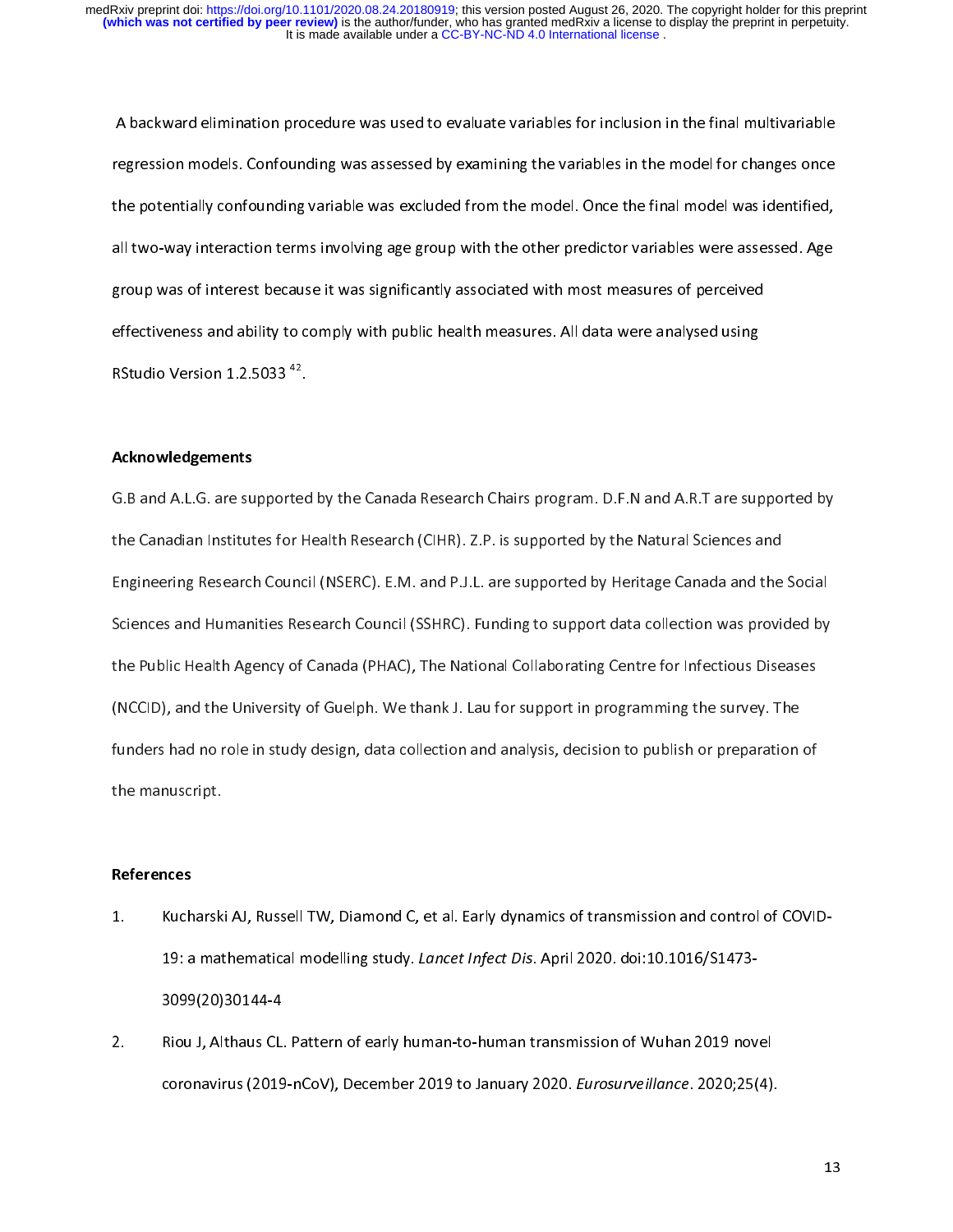A backward elimination procedure was used to evaluate variables for inclusion in the final multivariable regression models. Confounding was assessed by examining the variables in the model for changes once the potentially confounding variable was excluded from the model. Once the final model was identified, all two-way interaction terms involving age group with the other predictor variables were assessed. Age group was of interest because it was significantly associated with most measures of perceived effectiveness and ability to comply with public health measures. All data were analysed using RStudio Version 1.2.5033 [42].

## Acknowledgements

G.B and A.L.G. are supported by the Canada Research Chairs program. D.F.N and A.R.T are supported by the Canadian Institutes for Health Research (CIHR). Z.P. is supported by the Natural Sciences and Engineering Research Council (NSERC). E.M. and P.J.L. are supported by Heritage Canada and the Social Sciences and Humanities Research Council (SSHRC). Funding to support data collection was provided by the Public Health Agency of Canada (PHAC), The National Collaborating Centre for Infectious Diseases (NCCID), and the University of Guelph. We thank J. Lau for support in programming the survey. The funders had no role in study design, data collection and analysis, decision to publish or preparation of the manuscript.

## References

1. Kucharski AJ, Russell TW, Diamond C, et al. Early dynamics of transmission and control of COVID-19: a mathematical modelling study. *Lancet Infect Dis*. April 2020. doi:10.1016/S1473-3099(20)30144-4
2. Riou J, Althaus CL. Pattern of early human-to-human transmission of Wuhan 2019 novel coronavirus (2019-nCoV), December 2019 to January 2020. *Eurosurveillance*. 2020;25(4).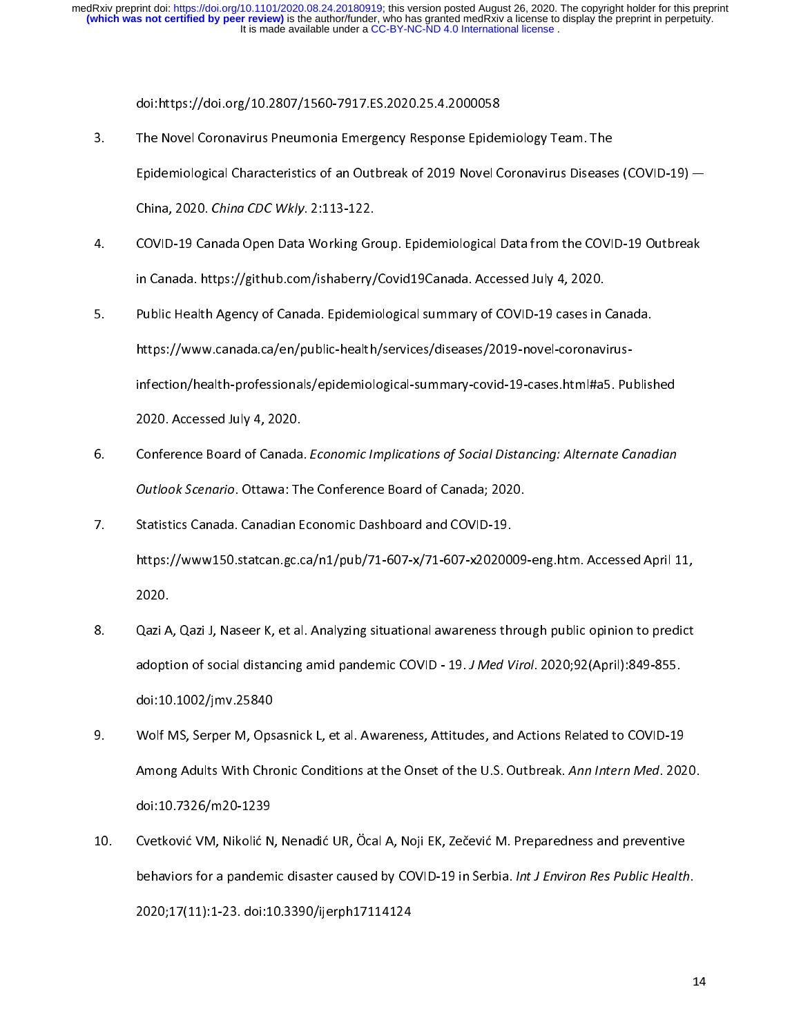doi:https://doi.org/10.2807/1560-7917.ES.2020.25.4.2000058

3. The Novel Coronavirus Pneumonia Emergency Response Epidemiology Team. The Epidemiological Characteristics of an Outbreak of 2019 Novel Coronavirus Diseases (COVID-19) — China, 2020. *China CDC Wkly*. 2:113-122.

4. COVID-19 Canada Open Data Working Group. Epidemiological Data from the COVID-19 Outbreak in Canada. https://github.com/ishaberry/Covid19Canada. Accessed July 4, 2020.

5. Public Health Agency of Canada. Epidemiological summary of COVID-19 cases in Canada. https://www.canada.ca/en/public-health/services/diseases/2019-novel-coronavirus-infection/health-professionals/epidemiological-summary-covid-19-cases.html#a5. Published 2020. Accessed July 4, 2020.

6. Conference Board of Canada. *Economic Implications of Social Distancing: Alternate Canadian Outlook Scenario*. Ottawa: The Conference Board of Canada; 2020.

7. Statistics Canada. Canadian Economic Dashboard and COVID-19. https://www150.statcan.gc.ca/n1/pub/71-607-x/71-607-x2020009-eng.htm. Accessed April 11, 2020.

8. Qazi A, Qazi J, Naseer K, et al. Analyzing situational awareness through public opinion to predict adoption of social distancing amid pandemic COVID - 19. *J Med Virol*. 2020;92(April):849-855. doi:10.1002/jmv.25840

9. Wolf MS, Serper M, Opsasnick L, et al. Awareness, Attitudes, and Actions Related to COVID-19 Among Adults With Chronic Conditions at the Onset of the U.S. Outbreak. *Ann Intern Med*. 2020. doi:10.7326/m20-1239

10. Cvetković VM, Nikolić N, Nenadić UR, Öcal A, Noji EK, Zečević M. Preparedness and preventive behaviors for a pandemic disaster caused by COVID-19 in Serbia. *Int J Environ Res Public Health*. 2020;17(11):1-23. doi:10.3390/ijerph17114124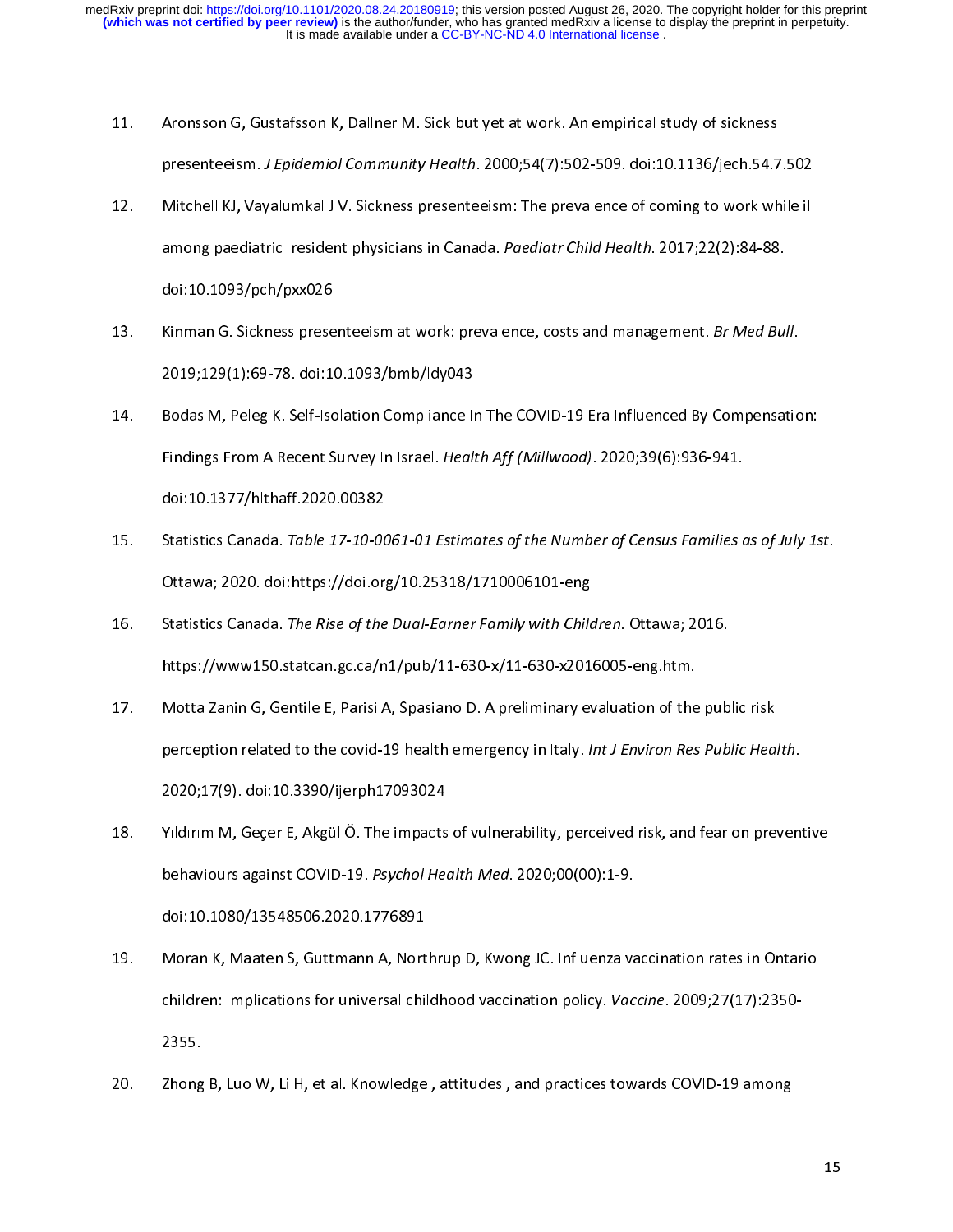11. Aronsson G, Gustafsson K, Dallner M. Sick but yet at work. An empirical study of sickness presenteeism. *J Epidemiol Community Health*. 2000;54(7):502-509. doi:10.1136/jech.54.7.502

12. Mitchell KJ, Vayalumkal J V. Sickness presenteeism: The prevalence of coming to work while ill among paediatric resident physicians in Canada. *Paediatr Child Health*. 2017;22(2):84-88. doi:10.1093/pch/pxx026

13. Kinman G. Sickness presenteeism at work: prevalence, costs and management. *Br Med Bull*. 2019;129(1):69-78. doi:10.1093/bmb/ldy043

14. Bodas M, Peleg K. Self-Isolation Compliance In The COVID-19 Era Influenced By Compensation: Findings From A Recent Survey In Israel. *Health Aff (Millwood)*. 2020;39(6):936-941. doi:10.1377/hlthaff.2020.00382

15. Statistics Canada. *Table 17-10-0061-01 Estimates of the Number of Census Families as of July 1st*. Ottawa; 2020. doi:https://doi.org/10.25318/1710006101-eng

16. Statistics Canada. *The Rise of the Dual-Earner Family with Children*. Ottawa; 2016. https://www150.statcan.gc.ca/n1/pub/11-630-x/11-630-x2016005-eng.htm.

17. Motta Zanin G, Gentile E, Parisi A, Spasiano D. A preliminary evaluation of the public risk perception related to the covid-19 health emergency in Italy. *Int J Environ Res Public Health*. 2020;17(9). doi:10.3390/ijerph17093024

18. Yıldırım M, Geçer E, Akgül Ö. The impacts of vulnerability, perceived risk, and fear on preventive behaviours against COVID-19. *Psychol Health Med*. 2020;00(00):1-9. doi:10.1080/13548506.2020.1776891

19. Moran K, Maaten S, Guttmann A, Northrup D, Kwong JC. Influenza vaccination rates in Ontario children: Implications for universal childhood vaccination policy. *Vaccine*. 2009;27(17):2350-2355.

20. Zhong B, Luo W, Li H, et al. Knowledge , attitudes , and practices towards COVID-19 among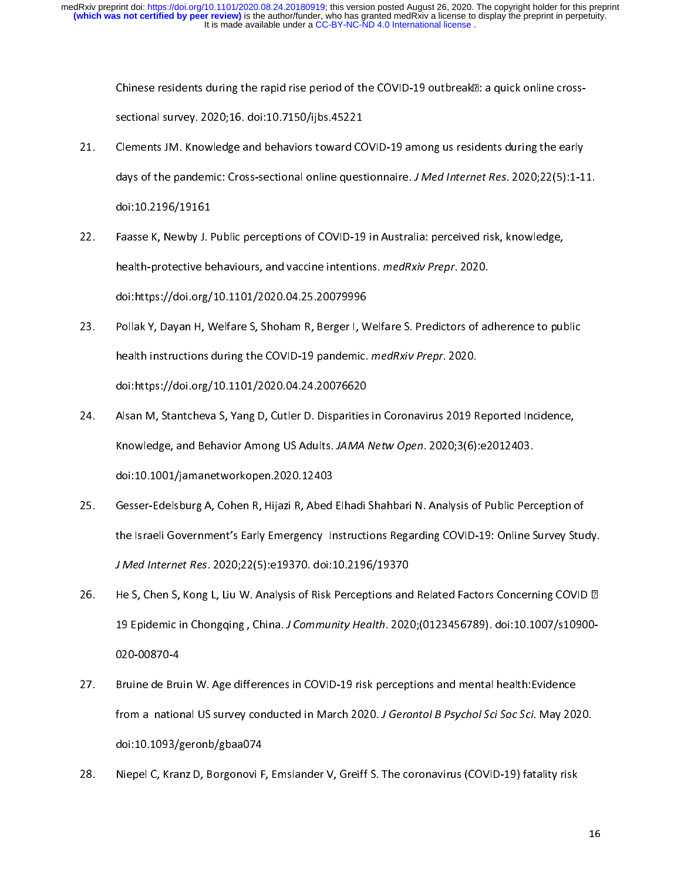Chinese residents during the rapid rise period of the COVID-19 outbreak: a quick online cross-sectional survey. 2020;16. doi:10.7150/ijbs.45221

21. Clements JM. Knowledge and behaviors toward COVID-19 among us residents during the early days of the pandemic: Cross-sectional online questionnaire. *J Med Internet Res*. 2020;22(5):1-11. doi:10.2196/19161

22. Faasse K, Newby J. Public perceptions of COVID-19 in Australia: perceived risk, knowledge, health-protective behaviours, and vaccine intentions. *medRxiv Prepr*. 2020. doi:https://doi.org/10.1101/2020.04.25.20079996

23. Pollak Y, Dayan H, Welfare S, Shoham R, Berger I, Welfare S. Predictors of adherence to public health instructions during the COVID-19 pandemic. *medRxiv Prepr*. 2020. doi:https://doi.org/10.1101/2020.04.24.20076620

24. Alsan M, Stantcheva S, Yang D, Cutler D. Disparities in Coronavirus 2019 Reported Incidence, Knowledge, and Behavior Among US Adults. *JAMA Netw Open*. 2020;3(6):e2012403. doi:10.1001/jamanetworkopen.2020.12403

25. Gesser-Edelsburg A, Cohen R, Hijazi R, Abed Elhadi Shahbari N. Analysis of Public Perception of the Israeli Government's Early Emergency Instructions Regarding COVID-19: Online Survey Study. *J Med Internet Res*. 2020;22(5):e19370. doi:10.2196/19370

26. He S, Chen S, Kong L, Liu W. Analysis of Risk Perceptions and Related Factors Concerning COVID 19 Epidemic in Chongqing , China. *J Community Health*. 2020;(0123456789). doi:10.1007/s10900-020-00870-4

27. Bruine de Bruin W. Age differences in COVID-19 risk perceptions and mental health:Evidence from a national US survey conducted in March 2020. *J Gerontol B Psychol Sci Soc Sci*. May 2020. doi:10.1093/geronb/gbaa074

28. Niepel C, Kranz D, Borgonovi F, Emslander V, Greiff S. The coronavirus (COVID-19) fatality risk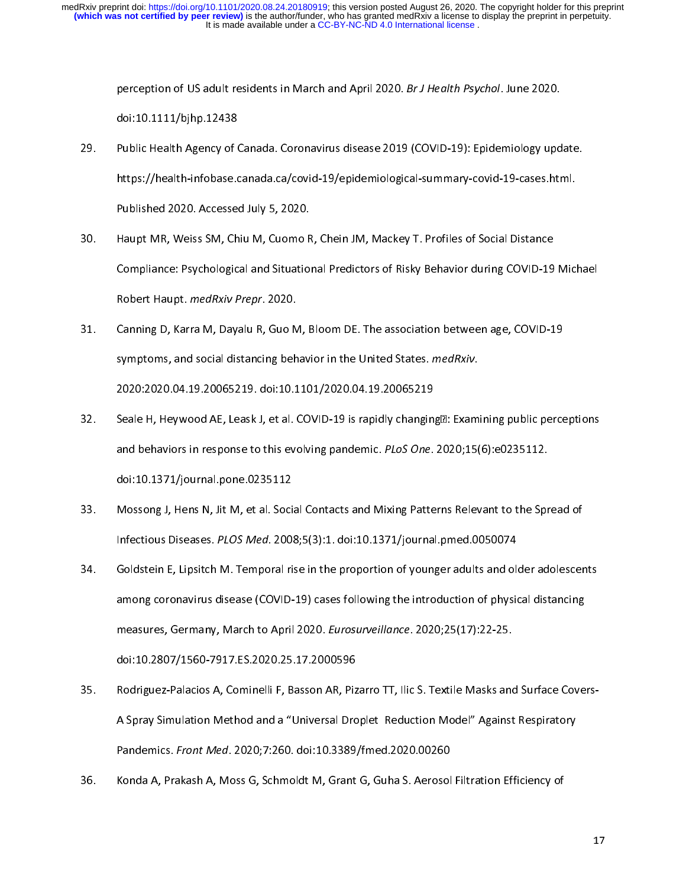perception of US adult residents in March and April 2020. *Br J Health Psychol*. June 2020. doi:10.1111/bjhp.12438

29. Public Health Agency of Canada. Coronavirus disease 2019 (COVID-19): Epidemiology update. https://health-infobase.canada.ca/covid-19/epidemiological-summary-covid-19-cases.html. Published 2020. Accessed July 5, 2020.
30. Haupt MR, Weiss SM, Chiu M, Cuomo R, Chein JM, Mackey T. Profiles of Social Distance Compliance: Psychological and Situational Predictors of Risky Behavior during COVID-19 Michael Robert Haupt. *medRxiv Prepr*. 2020.
31. Canning D, Karra M, Dayalu R, Guo M, Bloom DE. The association between age, COVID-19 symptoms, and social distancing behavior in the United States. *medRxiv*. 2020:2020.04.19.20065219. doi:10.1101/2020.04.19.20065219
32. Seale H, Heywood AE, Leask J, et al. COVID-19 is rapidly changing: Examining public perceptions and behaviors in response to this evolving pandemic. *PLoS One*. 2020;15(6):e0235112. doi:10.1371/journal.pone.0235112
33. Mossong J, Hens N, Jit M, et al. Social Contacts and Mixing Patterns Relevant to the Spread of Infectious Diseases. *PLOS Med*. 2008;5(3):1. doi:10.1371/journal.pmed.0050074
34. Goldstein E, Lipsitch M. Temporal rise in the proportion of younger adults and older adolescents among coronavirus disease (COVID-19) cases following the introduction of physical distancing measures, Germany, March to April 2020. *Eurosurveillance*. 2020;25(17):22-25. doi:10.2807/1560-7917.ES.2020.25.17.2000596
35. Rodriguez-Palacios A, Cominelli F, Basson AR, Pizarro TT, Ilic S. Textile Masks and Surface Covers- A Spray Simulation Method and a "Universal Droplet Reduction Model" Against Respiratory Pandemics. *Front Med*. 2020;7:260. doi:10.3389/fmed.2020.00260
36. Konda A, Prakash A, Moss G, Schmoldt M, Grant G, Guha S. Aerosol Filtration Efficiency of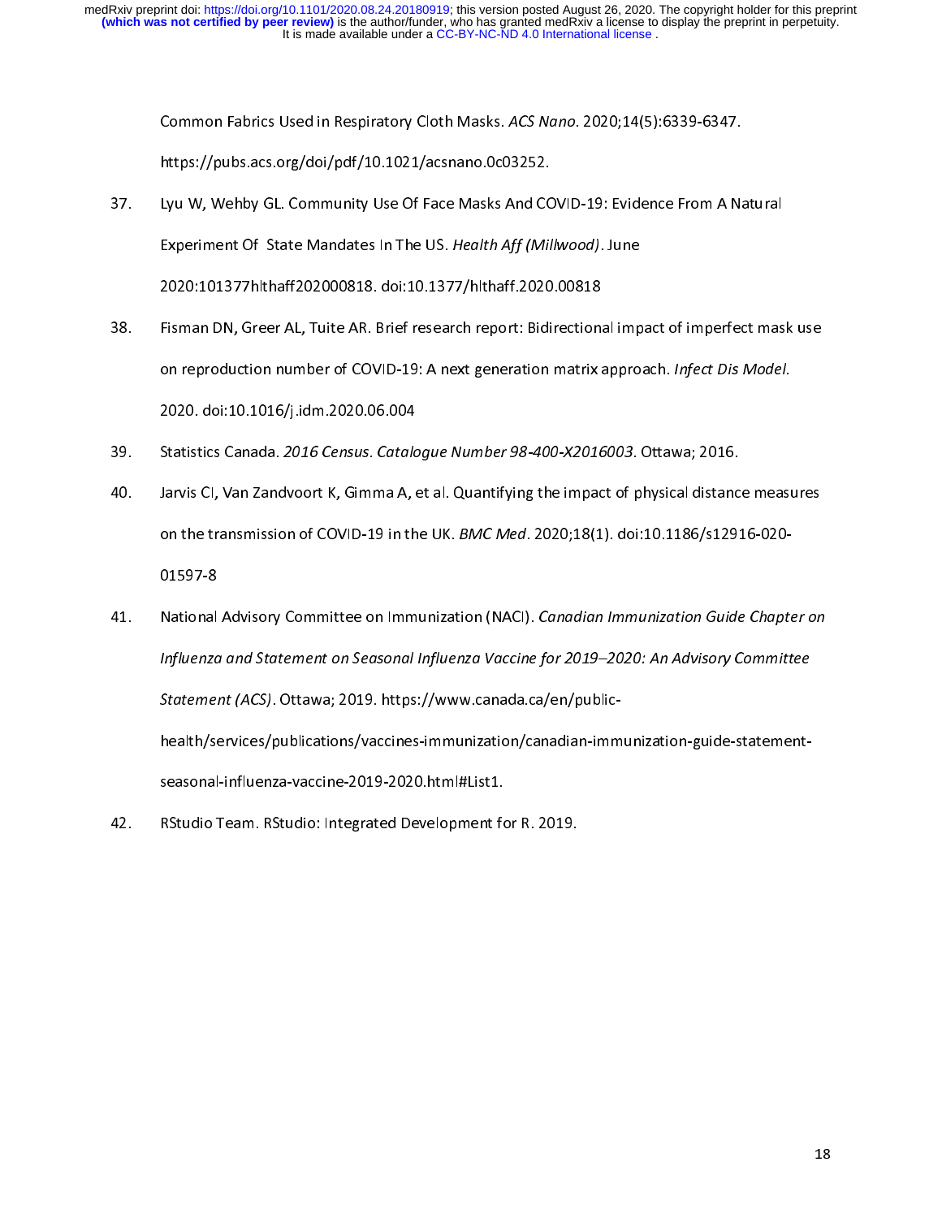Common Fabrics Used in Respiratory Cloth Masks. *ACS Nano*. 2020;14(5):6339-6347. https://pubs.acs.org/doi/pdf/10.1021/acsnano.0c03252.

37. Lyu W, Wehby GL. Community Use Of Face Masks And COVID-19: Evidence From A Natural Experiment Of State Mandates In The US. *Health Aff (Millwood)*. June 2020:101377hlthaff202000818. doi:10.1377/hlthaff.2020.00818

38. Fisman DN, Greer AL, Tuite AR. Brief research report: Bidirectional impact of imperfect mask use on reproduction number of COVID-19: A next generation matrix approach. *Infect Dis Model*. 2020. doi:10.1016/j.idm.2020.06.004

39. Statistics Canada. *2016 Census. Catalogue Number 98-400-X2016003*. Ottawa; 2016.

40. Jarvis CI, Van Zandvoort K, Gimma A, et al. Quantifying the impact of physical distance measures on the transmission of COVID-19 in the UK. *BMC Med*. 2020;18(1). doi:10.1186/s12916-020-01597-8

41. National Advisory Committee on Immunization (NACI). *Canadian Immunization Guide Chapter on Influenza and Statement on Seasonal Influenza Vaccine for 2019–2020: An Advisory Committee Statement (ACS)*. Ottawa; 2019. https://www.canada.ca/en/public-health/services/publications/vaccines-immunization/canadian-immunization-guide-statement-seasonal-influenza-vaccine-2019-2020.html#List1.

42. RStudio Team. RStudio: Integrated Development for R. 2019.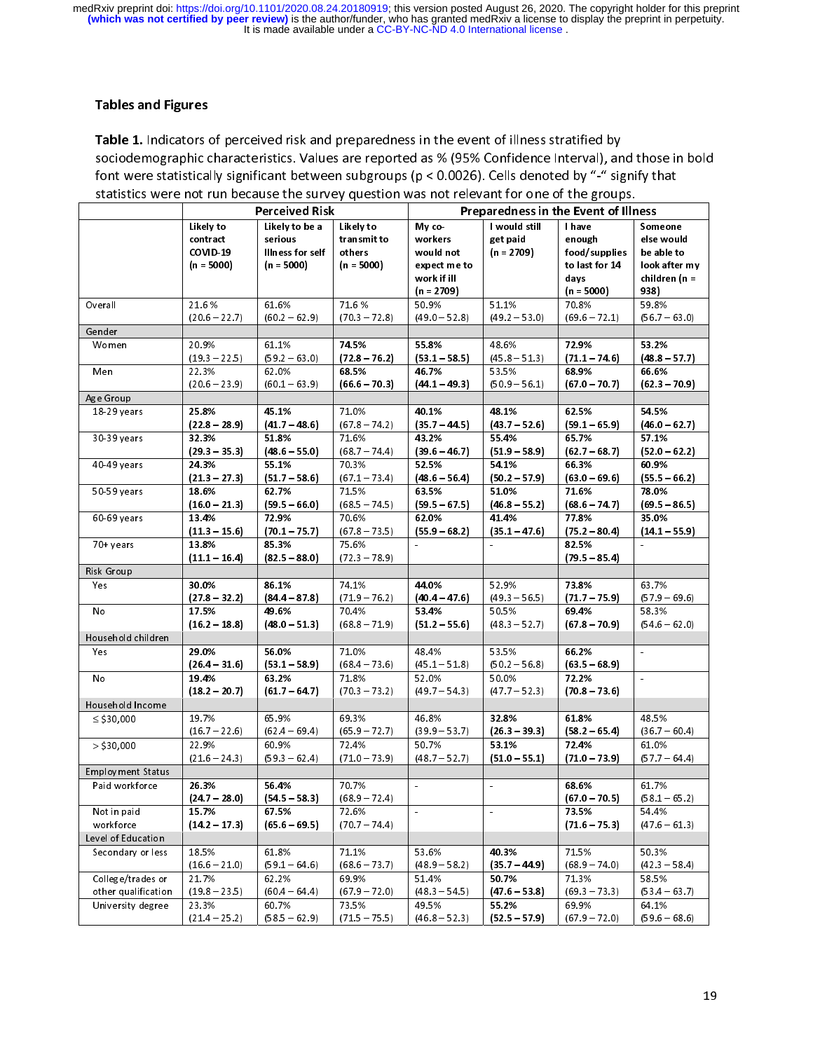## Tables and Figures

**Table 1.** Indicators of perceived risk and preparedness in the event of illness stratified by sociodemographic characteristics. Values are reported as % (95% Confidence Interval), and those in bold font were statistically significant between subgroups (p < 0.0026). Cells denoted by "-" signify that statistics were not run because the survey question was not relevant for one of the groups.

| | Perceived Risk | | | Preparedness in the Event of Illness | | | |
|---|---|---|---|---|---|---|---|
| | Likely to contract COVID-19 (n = 5000) | Likely to be a serious Illness for self (n = 5000) | Likely to transmit to others (n = 5000) | My co-workers would not expect me to work if ill (n = 2709) | I would still get paid (n = 2709) | I have enough food/supplies to last for 14 days (n = 5000) | Someone else would be able to look after my children (n = 938) |
| Overall | 21.6% (20.6 – 22.7) | 61.6% (60.2 – 62.9) | 71.6% (70.3 – 72.8) | 50.9% (49.0 – 52.8) | 51.1% (49.2 – 53.0) | 70.8% (69.6 – 72.1) | 59.8% (56.7 – 63.0) |
| Gender | | | | | | | |
| Women | 20.9% (19.3 – 22.5) | 61.1% (59.2 – 63.0) | **74.5% (72.8 – 76.2)** | **55.8% (53.1 – 58.5)** | 48.6% (45.8 – 51.3) | **72.9% (71.1 – 74.6)** | **53.2% (48.8 – 57.7)** |
| Men | 22.3% (20.6 – 23.9) | 62.0% (60.1 – 63.9) | **68.5% (66.6 – 70.3)** | **46.7% (44.1 – 49.3)** | 53.5% (50.9 – 56.1) | **68.9% (67.0 – 70.7)** | **66.6% (62.3 – 70.9)** |
| Age Group | | | | | | | |
| 18-29 years | **25.8% (22.8 – 28.9)** | **45.1% (41.7 – 48.6)** | 71.0% (67.8 – 74.2) | **40.1% (35.7 – 44.5)** | **48.1% (43.7 – 52.6)** | **62.5% (59.1 – 65.9)** | **54.5% (46.0 – 62.7)** |
| 30-39 years | **32.3% (29.3 – 35.3)** | **51.8% (48.6 – 55.0)** | 71.6% (68.7 – 74.4) | **43.2% (39.6 – 46.7)** | **55.4% (51.9 – 58.9)** | **65.7% (62.7 – 68.7)** | **57.1% (52.0 – 62.2)** |
| 40-49 years | **24.3% (21.3 – 27.3)** | **55.1% (51.7 – 58.6)** | 70.3% (67.1 – 73.4) | **52.5% (48.6 – 56.4)** | **54.1% (50.2 – 57.9)** | **66.3% (63.0 – 69.6)** | **60.9% (55.5 – 66.2)** |
| 50-59 years | **18.6% (16.0 – 21.3)** | **62.7% (59.5 – 66.0)** | 71.5% (68.5 – 74.5) | **63.5% (59.5 – 67.5)** | **51.0% (46.8 – 55.2)** | **71.6% (68.6 – 74.7)** | **78.0% (69.5 – 86.5)** |
| 60-69 years | **13.4% (11.3 – 15.6)** | **72.9% (70.1 – 75.7)** | 70.6% (67.8 – 73.5) | **62.0% (55.9 – 68.2)** | **41.4% (35.1 – 47.6)** | **77.8% (75.2 – 80.4)** | **35.0% (14.1 – 55.9)** |
| 70+ years | **13.8% (11.1 – 16.4)** | **85.3% (82.5 – 88.0)** | 75.6% (72.3 – 78.9) | - | - | **82.5% (79.5 – 85.4)** | - |
| Risk Group | | | | | | | |
| Yes | **30.0% (27.8 – 32.2)** | **86.1% (84.4 – 87.8)** | 74.1% (71.9 – 76.2) | **44.0% (40.4 – 47.6)** | 52.9% (49.3 – 56.5) | **73.8% (71.7 – 75.9)** | 63.7% (57.9 – 69.6) |
| No | **17.5% (16.2 – 18.8)** | **49.6% (48.0 – 51.3)** | 70.4% (68.8 – 71.9) | **53.4% (51.2 – 55.6)** | 50.5% (48.3 – 52.7) | **69.4% (67.8 – 70.9)** | 58.3% (54.6 – 62.0) |
| Household children | | | | | | | |
| Yes | **29.0% (26.4 – 31.6)** | **56.0% (53.1 – 58.9)** | 71.0% (68.4 – 73.6) | 48.4% (45.1 – 51.8) | 53.5% (50.2 – 56.8) | **66.2% (63.5 – 68.9)** | - |
| No | **19.4% (18.2 – 20.7)** | **63.2% (61.7 – 64.7)** | 71.8% (70.3 – 73.2) | 52.0% (49.7 – 54.3) | 50.0% (47.7 – 52.3) | **72.2% (70.8 – 73.6)** | - |
| Household Income | | | | | | | |
| ≤ $30,000 | 19.7% (16.7 – 22.6) | 65.9% (62.4 – 69.4) | 69.3% (65.9 – 72.7) | 46.8% (39.9 – 53.7) | **32.8% (26.3 – 39.3)** | **61.8% (58.2 – 65.4)** | 48.5% (36.7 – 60.4) |
| > $30,000 | 22.9% (21.6 – 24.3) | 60.9% (59.3 – 62.4) | 72.4% (71.0 – 73.9) | 50.7% (48.7 – 52.7) | **53.1% (51.0 – 55.1)** | **72.4% (71.0 – 73.9)** | 61.0% (57.7 – 64.4) |
| Employment Status | | | | | | | |
| Paid workforce | **26.3% (24.7 – 28.0)** | **56.4% (54.5 – 58.3)** | 70.7% (68.9 – 72.4) | - | - | **68.6% (67.0 – 70.5)** | 61.7% (58.1 – 65.2) |
| Not in paid workforce | **15.7% (14.2 – 17.3)** | **67.5% (65.6 – 69.5)** | 72.6% (70.7 – 74.4) | - | - | **73.5% (71.6 – 75.3)** | 54.4% (47.6 – 61.3) |
| Level of Education | | | | | | | |
| Secondary or less | 18.5% (16.6 – 21.0) | 61.8% (59.1 – 64.6) | 71.1% (68.6 – 73.7) | 53.6% (48.9 – 58.2) | **40.3% (35.7 – 44.9)** | 71.5% (68.9 – 74.0) | 50.3% (42.3 – 58.4) |
| College/trades or other qualification | 21.7% (19.8 – 23.5) | 62.2% (60.4 – 64.4) | 69.9% (67.9 – 72.0) | 51.4% (48.3 – 54.5) | **50.7% (47.6 – 53.8)** | 71.3% (69.3 – 73.3) | 58.5% (53.4 – 63.7) |
| University degree | 23.3% (21.4 – 25.2) | 60.7% (58.5 – 62.9) | 73.5% (71.5 – 75.5) | 49.5% (46.8 – 52.3) | **55.2% (52.5 – 57.9)** | 69.9% (67.9 – 72.0) | 64.1% (59.6 – 68.6) |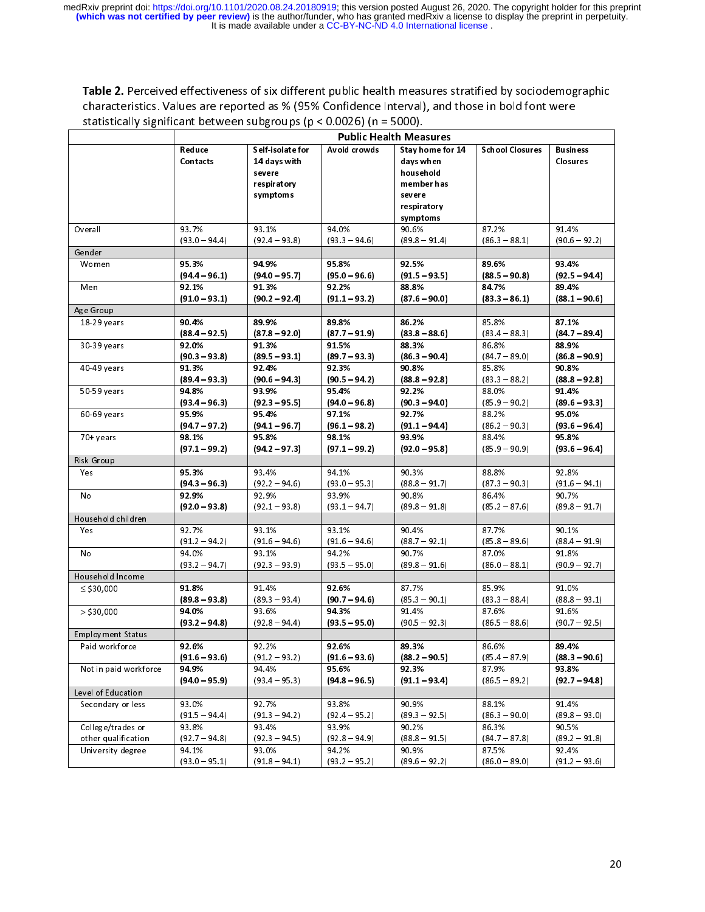**Table 2.** Perceived effectiveness of six different public health measures stratified by sociodemographic characteristics. Values are reported as % (95% Confidence Interval), and those in bold font were statistically significant between subgroups (p < 0.0026) (n = 5000).

| | Public Health Measures | | | | | |
|---|---|---|---|---|---|---|
| | Reduce Contacts | Self-isolate for 14 days with severe respiratory symptoms | Avoid crowds | Stay home for 14 days when household member has severe respiratory symptoms | School Closures | Business Closures |
| Overall | 93.7% (93.0 – 94.4) | 93.1% (92.4 – 93.8) | 94.0% (93.3 – 94.6) | 90.6% (89.8 – 91.4) | 87.2% (86.3 – 88.1) | 91.4% (90.6 – 92.2) |
| Gender | | | | | | |
| Women | **95.3% (94.4 – 96.1)** | **94.9% (94.0 – 95.7)** | **95.8% (95.0 – 96.6)** | **92.5% (91.5 – 93.5)** | **89.6% (88.5 – 90.8)** | **93.4% (92.5 – 94.4)** |
| Men | **92.1% (91.0 – 93.1)** | **91.3% (90.2 – 92.4)** | **92.2% (91.1 – 93.2)** | **88.8% (87.6 – 90.0)** | **84.7% (83.3 – 86.1)** | **89.4% (88.1 – 90.6)** |
| Age Group | | | | | | |
| 18-29 years | **90.4% (88.4 – 92.5)** | **89.9% (87.8 – 92.0)** | **89.8% (87.7 – 91.9)** | **86.2% (83.8 – 88.6)** | 85.8% (83.4 – 88.3) | **87.1% (84.7 – 89.4)** |
| 30-39 years | **92.0% (90.3 – 93.8)** | **91.3% (89.5 – 93.1)** | **91.5% (89.7 – 93.3)** | **88.3% (86.3 – 90.4)** | 86.8% (84.7 – 89.0) | **88.9% (86.8 – 90.9)** |
| 40-49 years | **91.3% (89.4 – 93.3)** | **92.4% (90.6 – 94.3)** | **92.3% (90.5 – 94.2)** | **90.8% (88.8 – 92.8)** | 85.8% (83.3 – 88.2) | **90.8% (88.8 – 92.8)** |
| 50-59 years | **94.8% (93.4 – 96.3)** | **93.9% (92.3 – 95.5)** | **95.4% (94.0 – 96.8)** | **92.2% (90.3 – 94.0)** | 88.0% (85.9 – 90.2) | **91.4% (89.6 – 93.3)** |
| 60-69 years | **95.9% (94.7 – 97.2)** | **95.4% (94.1 – 96.7)** | **97.1% (96.1 – 98.2)** | **92.7% (91.1 – 94.4)** | 88.2% (86.2 – 90.3) | **95.0% (93.6 – 96.4)** |
| 70+ years | **98.1% (97.1 – 99.2)** | **95.8% (94.2 – 97.3)** | **98.1% (97.1 – 99.2)** | **93.9% (92.0 – 95.8)** | 88.4% (85.9 – 90.9) | **95.8% (93.6 – 96.4)** |
| Risk Group | | | | | | |
| Yes | **95.3% (94.3 – 96.3)** | 93.4% (92.2 – 94.6) | 94.1% (93.0 – 95.3) | 90.3% (88.8 – 91.7) | 88.8% (87.3 – 90.3) | 92.8% (91.6 – 94.1) |
| No | **92.9% (92.0 – 93.8)** | 92.9% (92.1 – 93.8) | 93.9% (93.1 – 94.7) | 90.8% (89.8 – 91.8) | 86.4% (85.2 – 87.6) | 90.7% (89.8 – 91.7) |
| Household children | | | | | | |
| Yes | 92.7% (91.2 – 94.2) | 93.1% (91.6 – 94.6) | 93.1% (91.6 – 94.6) | 90.4% (88.7 – 92.1) | 87.7% (85.8 – 89.6) | 90.1% (88.4 – 91.9) |
| No | 94.0% (93.2 – 94.7) | 93.1% (92.3 – 93.9) | 94.2% (93.5 – 95.0) | 90.7% (89.8 – 91.6) | 87.0% (86.0 – 88.1) | 91.8% (90.9 – 92.7) |
| Household Income | | | | | | |
| ≤ $30,000 | **91.8% (89.8 – 93.8)** | 91.4% (89.3 – 93.4) | **92.6% (90.7 – 94.6)** | 87.7% (85.3 – 90.1) | 85.9% (83.3 – 88.4) | 91.0% (88.8 – 93.1) |
| > $30,000 | **94.0% (93.2 – 94.8)** | 93.6% (92.8 – 94.4) | **94.3% (93.5 – 95.0)** | 91.4% (90.5 – 92.3) | 87.6% (86.5 – 88.6) | 91.6% (90.7 – 92.5) |
| Employment Status | | | | | | |
| Paid workforce | **92.6% (91.6 – 93.6)** | 92.2% (91.2 – 93.2) | **92.6% (91.6 – 93.6)** | **89.3% (88.2 – 90.5)** | 86.6% (85.4 – 87.9) | **89.4% (88.3 – 90.6)** |
| Not in paid workforce | **94.9% (94.0 – 95.9)** | 94.4% (93.4 – 95.3) | **95.6% (94.8 – 96.5)** | **92.3% (91.1 – 93.4)** | 87.9% (86.5 – 89.2) | **93.8% (92.7 – 94.8)** |
| Level of Education | | | | | | |
| Secondary or less | 93.0% (91.5 – 94.4) | 92.7% (91.3 – 94.2) | 93.8% (92.4 – 95.2) | 90.9% (89.3 – 92.5) | 88.1% (86.3 – 90.0) | 91.4% (89.8 – 93.0) |
| College/trades or other qualification | 93.8% (92.7 – 94.8) | 93.4% (92.3 – 94.5) | 93.9% (92.8 – 94.9) | 90.2% (88.8 – 91.5) | 86.3% (84.7 – 87.8) | 90.5% (89.2 – 91.8) |
| University degree | 94.1% (93.0 – 95.1) | 93.0% (91.8 – 94.1) | 94.2% (93.2 – 95.2) | 90.9% (89.6 – 92.2) | 87.5% (86.0 – 89.0) | 92.4% (91.2 – 93.6) |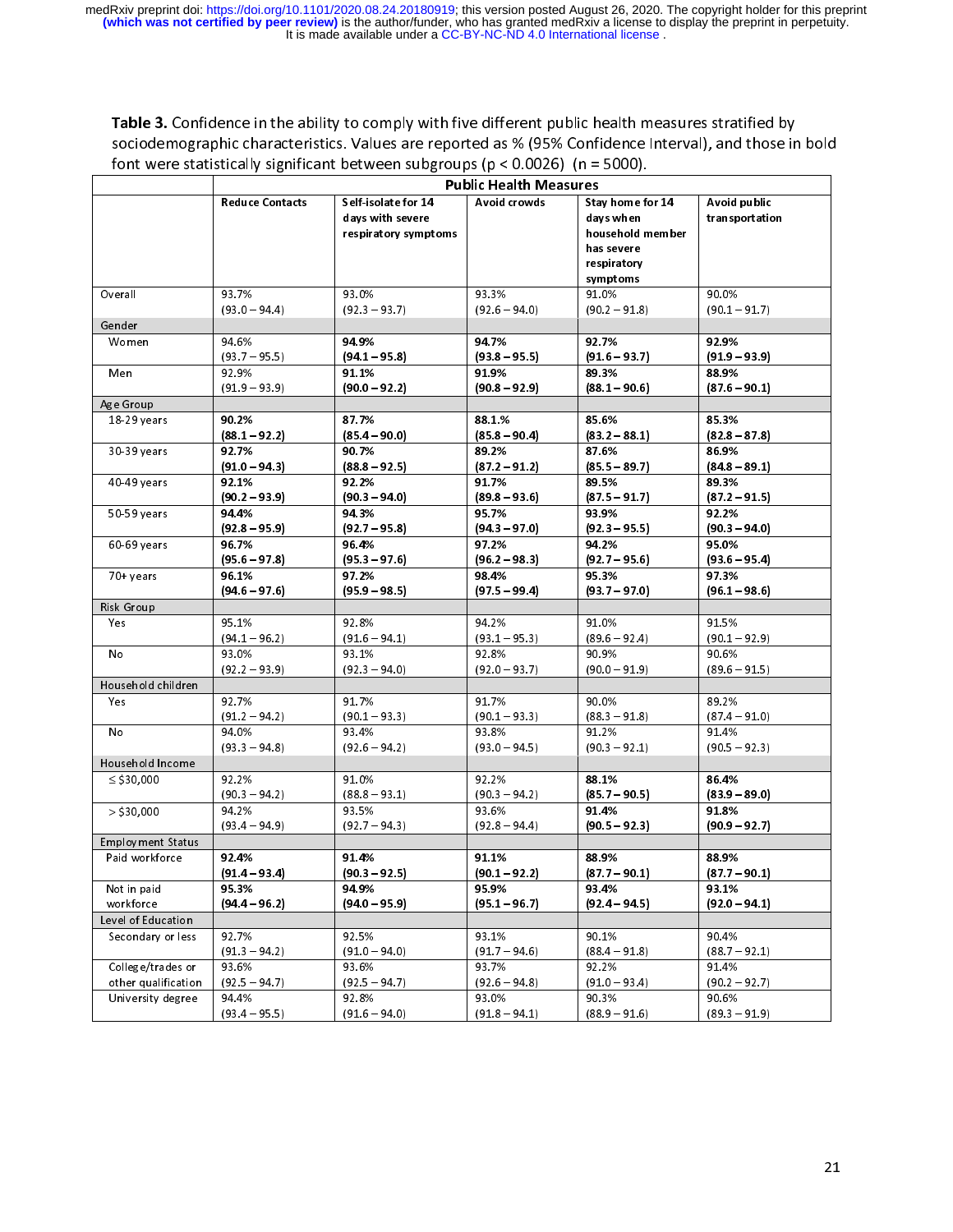**Table 3.** Confidence in the ability to comply with five different public health measures stratified by sociodemographic characteristics. Values are reported as % (95% Confidence Interval), and those in bold font were statistically significant between subgroups ($p < 0.0026$) (n = 5000).

| | Public Health Measures | | | | |
|---|---|---|---|---|---|
| | **Reduce Contacts** | **Self-isolate for 14 days with severe respiratory symptoms** | **Avoid crowds** | **Stay home for 14 days when household member has severe respiratory symptoms** | **Avoid public transportation** |
| Overall | 93.7% (93.0 – 94.4) | 93.0% (92.3 – 93.7) | 93.3% (92.6 – 94.0) | 91.0% (90.2 – 91.8) | 90.0% (90.1 – 91.7) |
| Gender | | | | | |
| Women | 94.6% (93.7 – 95.5) | **94.9% (94.1 – 95.8)** | **94.7% (93.8 – 95.5)** | **92.7% (91.6 – 93.7)** | **92.9% (91.9 – 93.9)** |
| Men | 92.9% (91.9 – 93.9) | **91.1% (90.0 – 92.2)** | **91.9% (90.8 – 92.9)** | **89.3% (88.1 – 90.6)** | **88.9% (87.6 – 90.1)** |
| Age Group | | | | | |
| 18-29 years | **90.2% (88.1 – 92.2)** | **87.7% (85.4 – 90.0)** | **88.1.% (85.8 – 90.4)** | **85.6% (83.2 – 88.1)** | **85.3% (82.8 – 87.8)** |
| 30-39 years | **92.7% (91.0 – 94.3)** | **90.7% (88.8 – 92.5)** | **89.2% (87.2 – 91.2)** | **87.6% (85.5 – 89.7)** | **86.9% (84.8 – 89.1)** |
| 40-49 years | **92.1% (90.2 – 93.9)** | **92.2% (90.3 – 94.0)** | **91.7% (89.8 – 93.6)** | **89.5% (87.5 – 91.7)** | **89.3% (87.2 – 91.5)** |
| 50-59 years | **94.4% (92.8 – 95.9)** | **94.3% (92.7 – 95.8)** | **95.7% (94.3 – 97.0)** | **93.9% (92.3 – 95.5)** | **92.2% (90.3 – 94.0)** |
| 60-69 years | **96.7% (95.6 – 97.8)** | **96.4% (95.3 – 97.6)** | **97.2% (96.2 – 98.3)** | **94.2% (92.7 – 95.6)** | **95.0% (93.6 – 95.4)** |
| 70+ years | **96.1% (94.6 – 97.6)** | **97.2% (95.9 – 98.5)** | **98.4% (97.5 – 99.4)** | **95.3% (93.7 – 97.0)** | **97.3% (96.1 – 98.6)** |
| Risk Group | | | | | |
| Yes | 95.1% (94.1 – 96.2) | 92.8% (91.6 – 94.1) | 94.2% (93.1 – 95.3) | 91.0% (89.6 – 92.4) | 91.5% (90.1 – 92.9) |
| No | 93.0% (92.2 – 93.9) | 93.1% (92.3 – 94.0) | 92.8% (92.0 – 93.7) | 90.9% (90.0 – 91.9) | 90.6% (89.6 – 91.5) |
| Household children | | | | | |
| Yes | 92.7% (91.2 – 94.2) | 91.7% (90.1 – 93.3) | 91.7% (90.1 – 93.3) | 90.0% (88.3 – 91.8) | 89.2% (87.4 – 91.0) |
| No | 94.0% (93.3 – 94.8) | 93.4% (92.6 – 94.2) | 93.8% (93.0 – 94.5) | 91.2% (90.3 – 92.1) | 91.4% (90.5 – 92.3) |
| Household Income | | | | | |
| ≤ $30,000 | 92.2% (90.3 – 94.2) | 91.0% (88.8 – 93.1) | 92.2% (90.3 – 94.2) | **88.1% (85.7 – 90.5)** | **86.4% (83.9 – 89.0)** |
| > $30,000 | 94.2% (93.4 – 94.9) | 93.5% (92.7 – 94.3) | 93.6% (92.8 – 94.4) | **91.4% (90.5 – 92.3)** | **91.8% (90.9 – 92.7)** |
| Employment Status | | | | | |
| Paid workforce | **92.4% (91.4 – 93.4)** | **91.4% (90.3 – 92.5)** | **91.1% (90.1 – 92.2)** | **88.9% (87.7 – 90.1)** | **88.9% (87.7 – 90.1)** |
| Not in paid workforce | **95.3% (94.4 – 96.2)** | **94.9% (94.0 – 95.9)** | **95.9% (95.1 – 96.7)** | **93.4% (92.4 – 94.5)** | **93.1% (92.0 – 94.1)** |
| Level of Education | | | | | |
| Secondary or less | 92.7% (91.3 – 94.2) | 92.5% (91.0 – 94.0) | 93.1% (91.7 – 94.6) | 90.1% (88.4 – 91.8) | 90.4% (88.7 – 92.1) |
| College/trades or other qualification | 93.6% (92.5 – 94.7) | 93.6% (92.5 – 94.7) | 93.7% (92.6 – 94.8) | 92.2% (91.0 – 93.4) | 91.4% (90.2 – 92.7) |
| University degree | 94.4% (93.4 – 95.5) | 92.8% (91.6 – 94.0) | 93.0% (91.8 – 94.1) | 90.3% (88.9 – 91.6) | 90.6% (89.3 – 91.9) |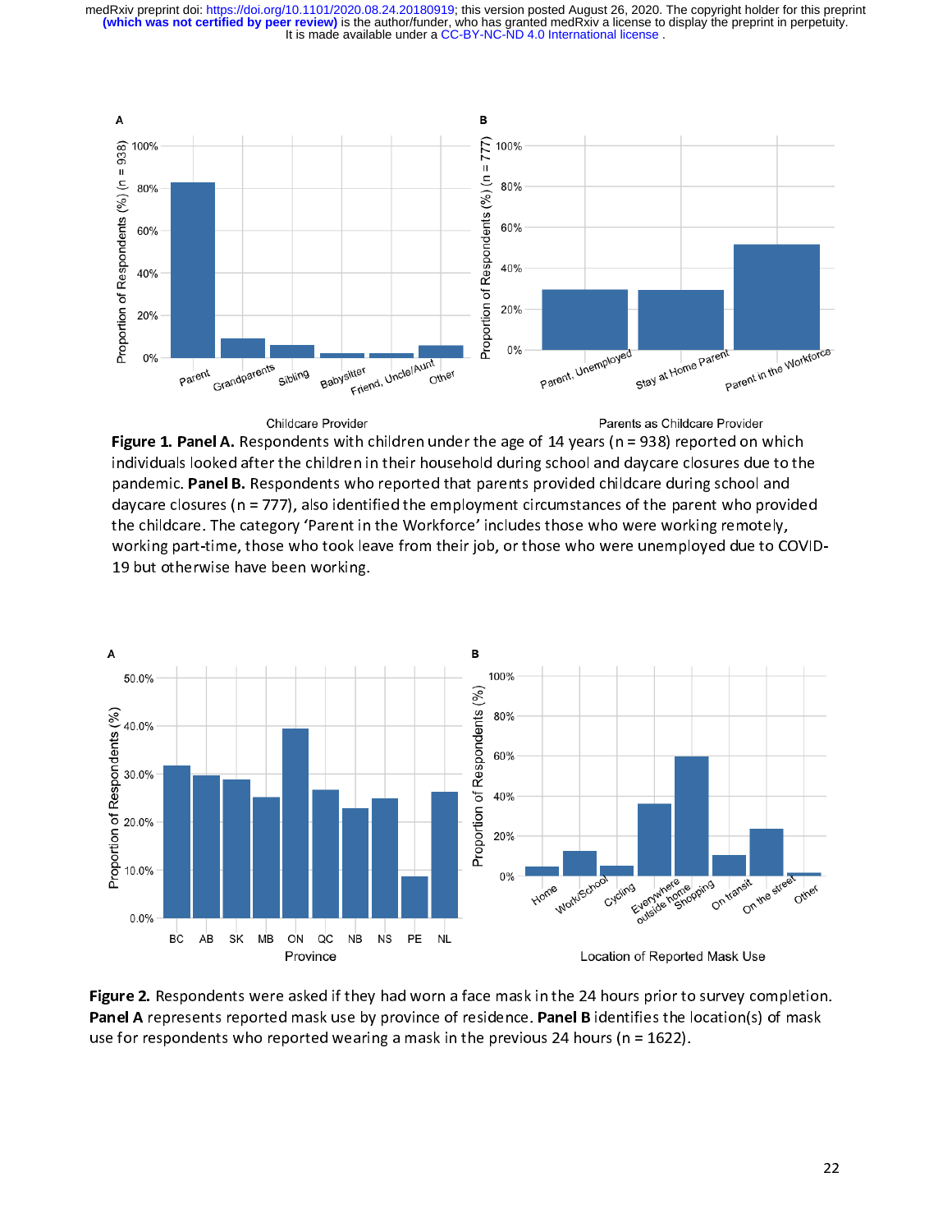**Figure 1. Panel A.** Respondents with children under the age of 14 years (n = 938) reported on which individuals looked after the children in their household during school and daycare closures due to the pandemic. **Panel B.** Respondents who reported that parents provided childcare during school and daycare closures (n = 777), also identified the employment circumstances of the parent who provided the childcare. The category 'Parent in the Workforce' includes those who were working remotely, working part-time, those who took leave from their job, or those who were unemployed due to COVID-19 but otherwise have been working.

**Figure 2.** Respondents were asked if they had worn a face mask in the 24 hours prior to survey completion. **Panel A** represents reported mask use by province of residence. **Panel B** identifies the location(s) of mask use for respondents who reported wearing a mask in the previous 24 hours (n = 1622).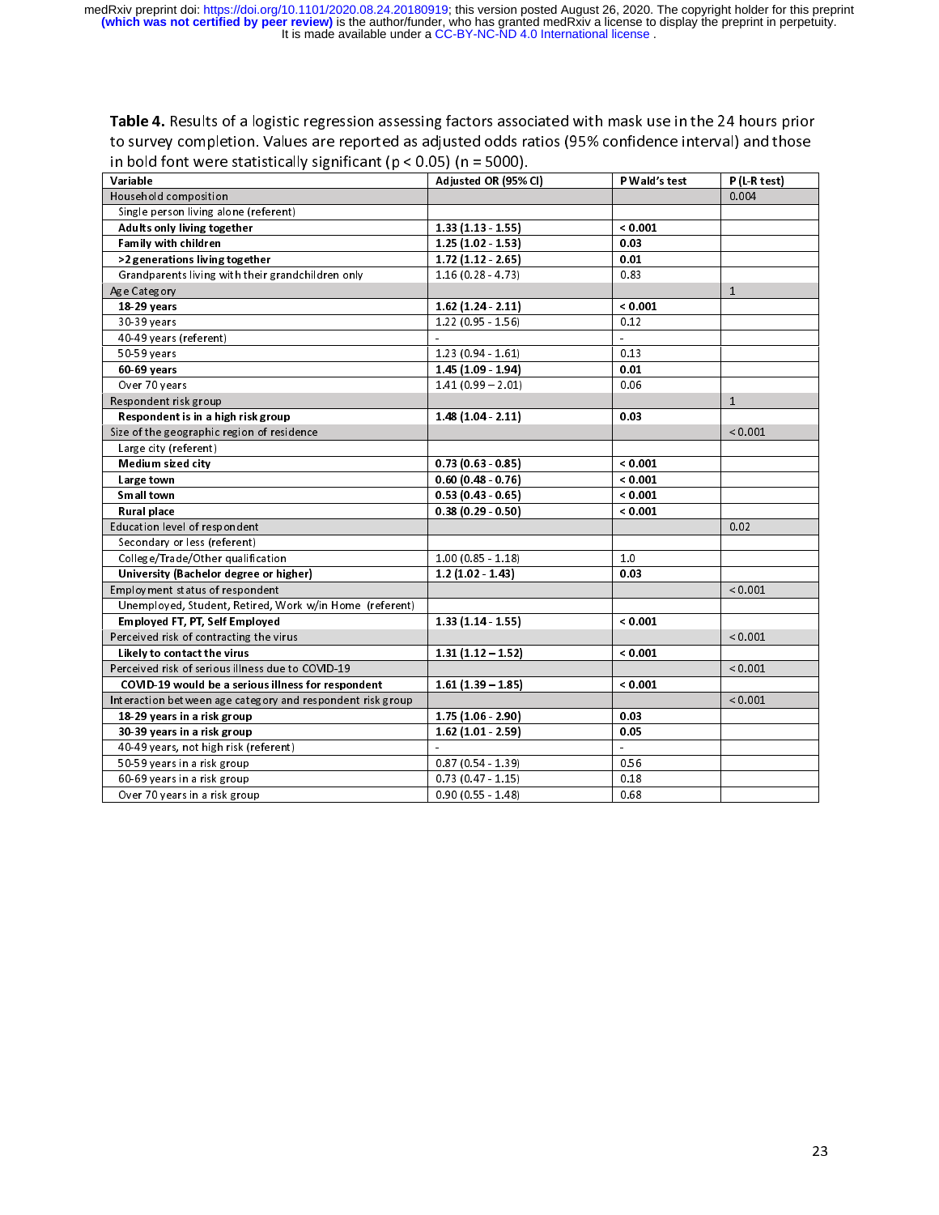**Table 4.** Results of a logistic regression assessing factors associated with mask use in the 24 hours prior to survey completion. Values are reported as adjusted odds ratios (95% confidence interval) and those in bold font were statistically significant ($p < 0.05$) ($n = 5000$).

| Variable | Adjusted OR (95% CI) | P Wald's test | P (L-R test) |
|---|---|---|---|
| Household composition | | | 0.004 |
| Single person living alone (referent) | | | |
| **Adults only living together** | **1.33 (1.13 - 1.55)** | **< 0.001** | |
| **Family with children** | **1.25 (1.02 - 1.53)** | **0.03** | |
| **>2 generations living together** | **1.72 (1.12 - 2.65)** | **0.01** | |
| Grandparents living with their grandchildren only | 1.16 (0.28 - 4.73) | 0.83 | |
| Age Category | | | 1 |
| **18-29 years** | **1.62 (1.24 - 2.11)** | **< 0.001** | |
| 30-39 years | 1.22 (0.95 - 1.56) | 0.12 | |
| 40-49 years (referent) | - | - | |
| 50-59 years | 1.23 (0.94 - 1.61) | 0.13 | |
| **60-69 years** | **1.45 (1.09 - 1.94)** | **0.01** | |
| Over 70 years | 1.41 (0.99 – 2.01) | 0.06 | |
| Respondent risk group | | | 1 |
| **Respondent is in a high risk group** | **1.48 (1.04 - 2.11)** | **0.03** | |
| Size of the geographic region of residence | | | < 0.001 |
| Large city (referent) | | | |
| **Medium sized city** | **0.73 (0.63 - 0.85)** | **< 0.001** | |
| **Large town** | **0.60 (0.48 - 0.76)** | **< 0.001** | |
| **Small town** | **0.53 (0.43 - 0.65)** | **< 0.001** | |
| **Rural place** | **0.38 (0.29 - 0.50)** | **< 0.001** | |
| Education level of respondent | | | 0.02 |
| Secondary or less (referent) | | | |
| College/Trade/Other qualification | 1.00 (0.85 - 1.18) | 1.0 | |
| **University (Bachelor degree or higher)** | **1.2 (1.02 - 1.43)** | **0.03** | |
| Employment status of respondent | | | < 0.001 |
| Unemployed, Student, Retired, Work w/in Home (referent) | | | |
| **Employed FT, PT, Self Employed** | **1.33 (1.14 - 1.55)** | **< 0.001** | |
| Perceived risk of contracting the virus | | | < 0.001 |
| **Likely to contact the virus** | **1.31 (1.12 – 1.52)** | **< 0.001** | |
| Perceived risk of serious illness due to COVID-19 | | | < 0.001 |
| **COVID-19 would be a serious illness for respondent** | **1.61 (1.39 – 1.85)** | **< 0.001** | |
| Interaction between age category and respondent risk group | | | < 0.001 |
| **18-29 years in a risk group** | **1.75 (1.06 - 2.90)** | **0.03** | |
| **30-39 years in a risk group** | **1.62 (1.01 - 2.59)** | **0.05** | |
| 40-49 years, not high risk (referent) | - | - | |
| 50-59 years in a risk group | 0.87 (0.54 - 1.39) | 0.56 | |
| 60-69 years in a risk group | 0.73 (0.47 - 1.15) | 0.18 | |
| Over 70 years in a risk group | 0.90 (0.55 - 1.48) | 0.68 | |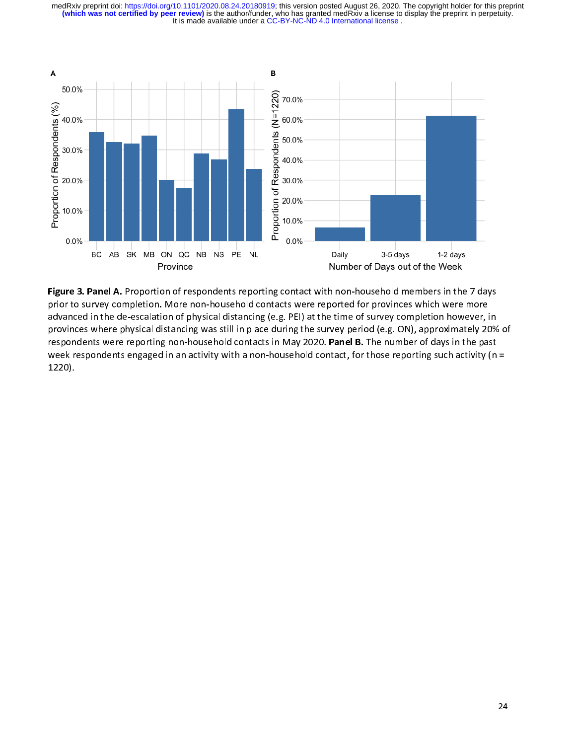**Figure 3. Panel A.** Proportion of respondents reporting contact with non-household members in the 7 days prior to survey completion. More non-household contacts were reported for provinces which were more advanced in the de-escalation of physical distancing (e.g. PEI) at the time of survey completion however, in provinces where physical distancing was still in place during the survey period (e.g. ON), approximately 20% of respondents were reporting non-household contacts in May 2020. **Panel B.** The number of days in the past week respondents engaged in an activity with a non-household contact, for those reporting such activity (n = 1220).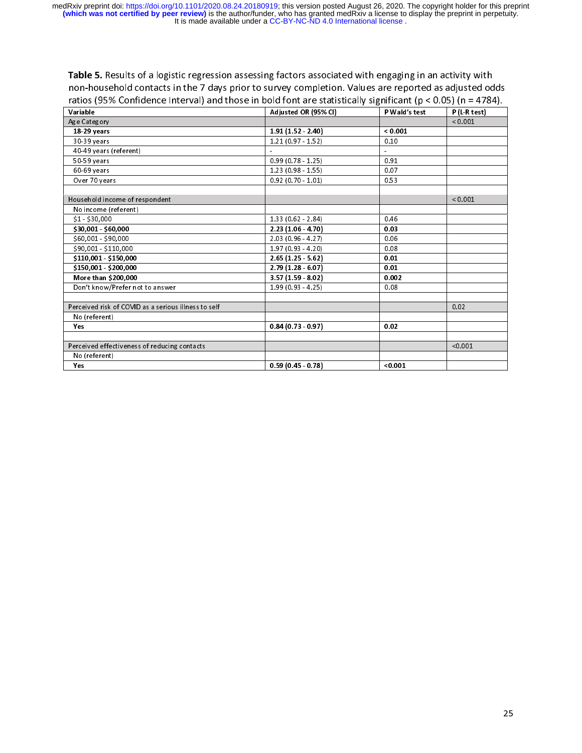**Table 5.** Results of a logistic regression assessing factors associated with engaging in an activity with non-household contacts in the 7 days prior to survey completion. Values are reported as adjusted odds ratios (95% Confidence Interval) and those in bold font are statistically significant ($p < 0.05$) ($n = 4784$).

| Variable | Adjusted OR (95% CI) | P Wald's test | P (L-R test) |
|---|---|---|---|
| Age Category | | | < 0.001 |
| **18-29 years** | **1.91 (1.52 - 2.40)** | **< 0.001** | |
| 30-39 years | 1.21 (0.97 - 1.52) | 0.10 | |
| 40-49 years (referent) | - | - | |
| 50-59 years | 0.99 (0.78 - 1.25) | 0.91 | |
| 60-69 years | 1.23 (0.98 - 1.55) | 0.07 | |
| Over 70 years | 0.92 (0.70 - 1.01) | 0.53 | |
| | | | |
| Household income of respondent | | | < 0.001 |
| No income (referent) | | | |
| $1 - $30,000 | 1.33 (0.62 - 2.84) | 0.46 | |
| **$30,001 - $60,000** | **2.23 (1.06 - 4.70)** | **0.03** | |
| $60,001 - $90,000 | 2.03 (0.96 - 4.27) | 0.06 | |
| $90,001 - $110,000 | 1.97 (0.93 - 4.20) | 0.08 | |
| **$110,001 - $150,000** | **2.65 (1.25 - 5.62)** | **0.01** | |
| **$150,001 - $200,000** | **2.79 (1.28 - 6.07)** | **0.01** | |
| **More than $200,000** | **3.57 (1.59 - 8.02)** | **0.002** | |
| Don't know/Prefer not to answer | 1.99 (0.93 - 4.25) | 0.08 | |
| | | | |
| Perceived risk of COVID as a serious illness to self | | | 0.02 |
| No (referent) | | | |
| **Yes** | **0.84 (0.73 - 0.97)** | **0.02** | |
| | | | |
| Perceived effectiveness of reducing contacts | | | <0.001 |
| No (referent) | | | |
| **Yes** | **0.59 (0.45 - 0.78)** | **<0.001** | |